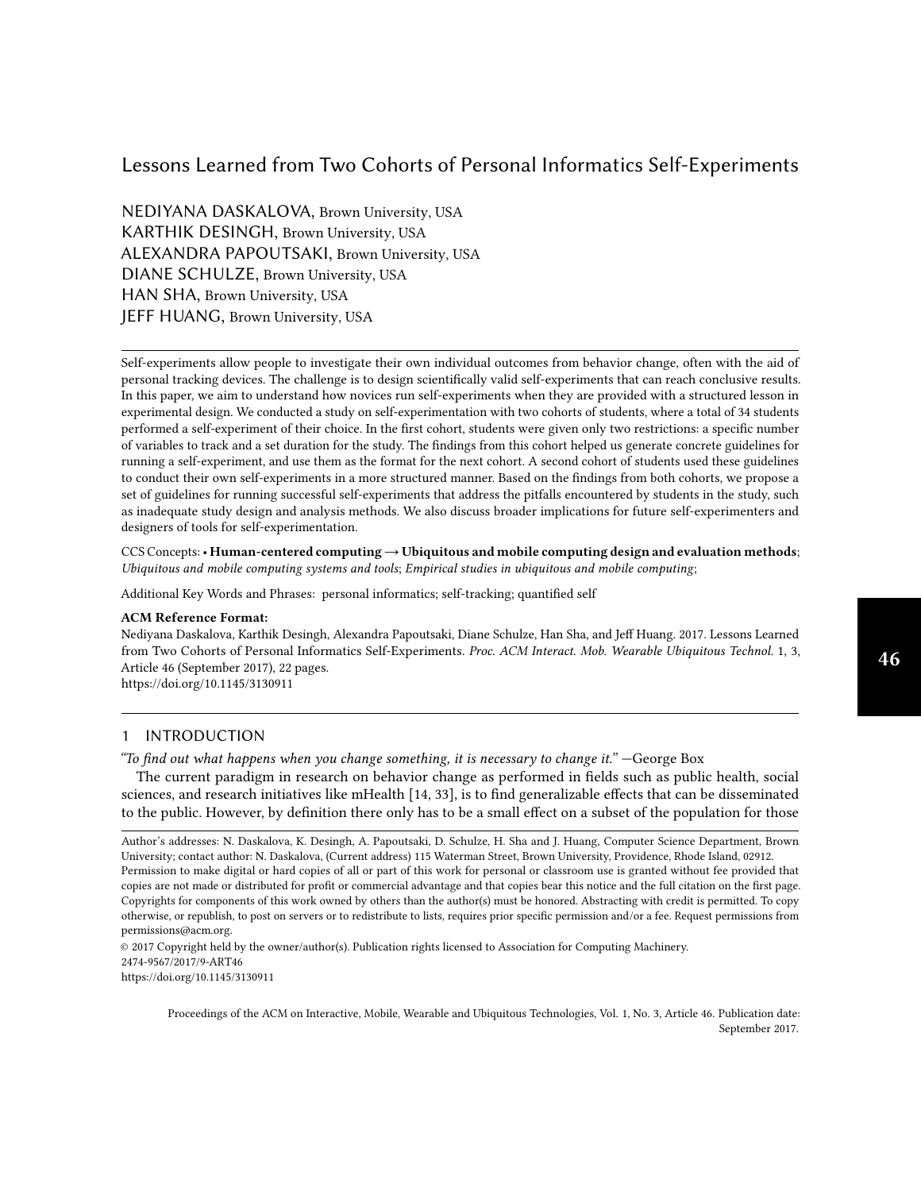# Lessons Learned from Two Cohorts of Personal Informatics Self-Experiments

NEDIYANA DASKALOVA, Brown University, USA
KARTHIK DESINGH, Brown University, USA
ALEXANDRA PAPOUTSAKI, Brown University, USA
DIANE SCHULZE, Brown University, USA
HAN SHA, Brown University, USA
JEFF HUANG, Brown University, USA

Self-experiments allow people to investigate their own individual outcomes from behavior change, often with the aid of personal tracking devices. The challenge is to design scientifically valid self-experiments that can reach conclusive results. In this paper, we aim to understand how novices run self-experiments when they are provided with a structured lesson in experimental design. We conducted a study on self-experimentation with two cohorts of students, where a total of 34 students performed a self-experiment of their choice. In the first cohort, students were given only two restrictions: a specific number of variables to track and a set duration for the study. The findings from this cohort helped us generate concrete guidelines for running a self-experiment, and use them as the format for the next cohort. A second cohort of students used these guidelines to conduct their own self-experiments in a more structured manner. Based on the findings from both cohorts, we propose a set of guidelines for running successful self-experiments that address the pitfalls encountered by students in the study, such as inadequate study design and analysis methods. We also discuss broader implications for future self-experimenters and designers of tools for self-experimentation.

CCS Concepts: • **Human-centered computing → Ubiquitous and mobile computing design and evaluation methods**; *Ubiquitous and mobile computing systems and tools*; *Empirical studies in ubiquitous and mobile computing*;

Additional Key Words and Phrases: personal informatics; self-tracking; quantified self

**ACM Reference Format:**
Nediyana Daskalova, Karthik Desingh, Alexandra Papoutsaki, Diane Schulze, Han Sha, and Jeff Huang. 2017. Lessons Learned from Two Cohorts of Personal Informatics Self-Experiments. *Proc. ACM Interact. Mob. Wearable Ubiquitous Technol.* 1, 3, Article 46 (September 2017), 22 pages.
https://doi.org/10.1145/3130911

## 1 INTRODUCTION

*"To find out what happens when you change something, it is necessary to change it."* —George Box

The current paradigm in research on behavior change as performed in fields such as public health, social sciences, and research initiatives like mHealth [14, 33], is to find generalizable effects that can be disseminated to the public. However, by definition there only has to be a small effect on a subset of the population for those

Author's addresses: N. Daskalova, K. Desingh, A. Papoutsaki, D. Schulze, H. Sha and J. Huang, Computer Science Department, Brown University; contact author: N. Daskalova, (Current address) 115 Waterman Street, Brown University, Providence, Rhode Island, 02912.
Permission to make digital or hard copies of all or part of this work for personal or classroom use is granted without fee provided that copies are not made or distributed for profit or commercial advantage and that copies bear this notice and the full citation on the first page. Copyrights for components of this work owned by others than the author(s) must be honored. Abstracting with credit is permitted. To copy otherwise, or republish, to post on servers or to redistribute to lists, requires prior specific permission and/or a fee. Request permissions from permissions@acm.org.
© 2017 Copyright held by the owner/author(s). Publication rights licensed to Association for Computing Machinery.
2474-9567/2017/9-ART46
https://doi.org/10.1145/3130911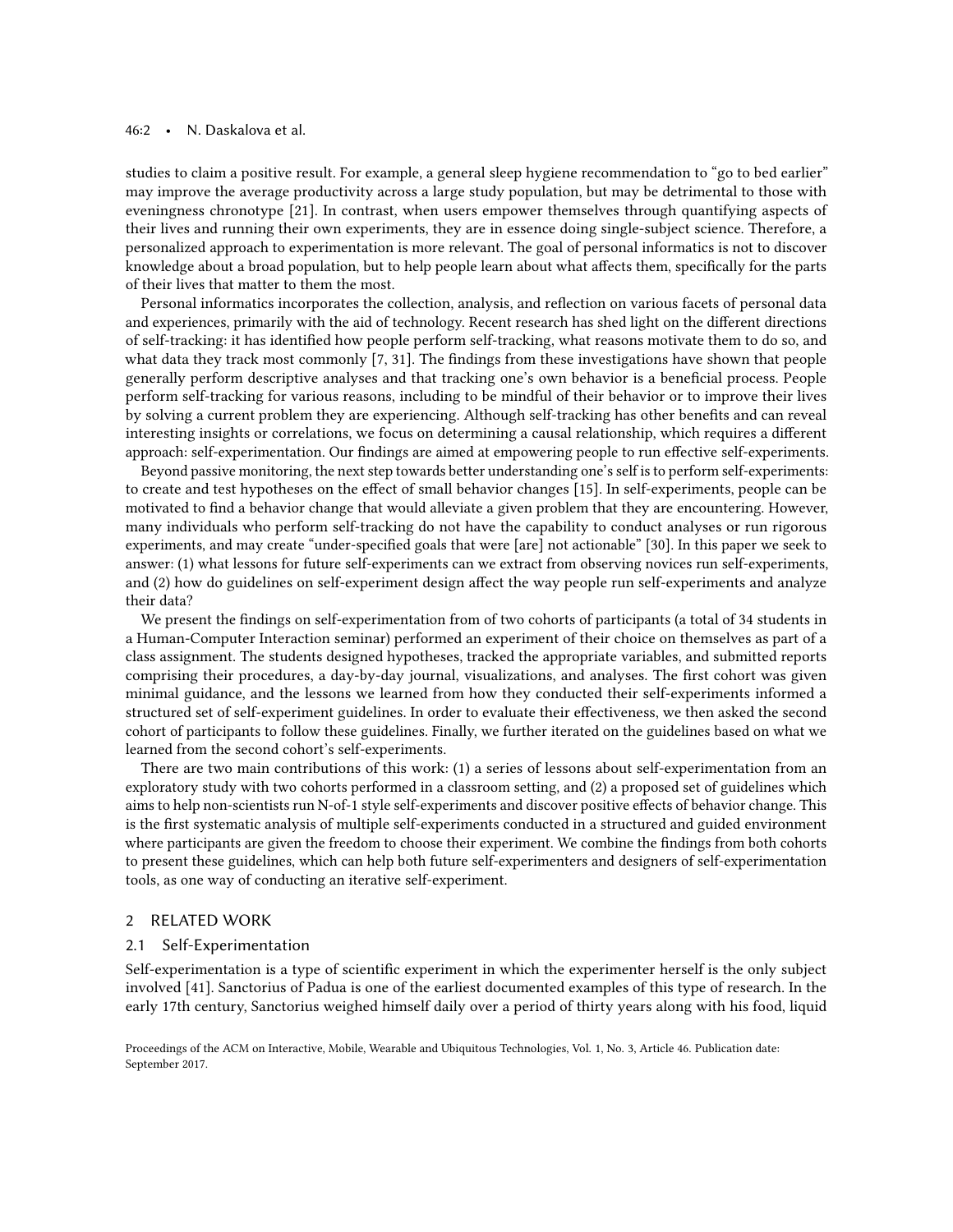studies to claim a positive result. For example, a general sleep hygiene recommendation to "go to bed earlier" may improve the average productivity across a large study population, but may be detrimental to those with eveningness chronotype [21]. In contrast, when users empower themselves through quantifying aspects of their lives and running their own experiments, they are in essence doing single-subject science. Therefore, a personalized approach to experimentation is more relevant. The goal of personal informatics is not to discover knowledge about a broad population, but to help people learn about what affects them, specifically for the parts of their lives that matter to them the most.

Personal informatics incorporates the collection, analysis, and reflection on various facets of personal data and experiences, primarily with the aid of technology. Recent research has shed light on the different directions of self-tracking: it has identified how people perform self-tracking, what reasons motivate them to do so, and what data they track most commonly [7, 31]. The findings from these investigations have shown that people generally perform descriptive analyses and that tracking one's own behavior is a beneficial process. People perform self-tracking for various reasons, including to be mindful of their behavior or to improve their lives by solving a current problem they are experiencing. Although self-tracking has other benefits and can reveal interesting insights or correlations, we focus on determining a causal relationship, which requires a different approach: self-experimentation. Our findings are aimed at empowering people to run effective self-experiments.

Beyond passive monitoring, the next step towards better understanding one's self is to perform self-experiments: to create and test hypotheses on the effect of small behavior changes [15]. In self-experiments, people can be motivated to find a behavior change that would alleviate a given problem that they are encountering. However, many individuals who perform self-tracking do not have the capability to conduct analyses or run rigorous experiments, and may create "under-specified goals that were [are] not actionable" [30]. In this paper we seek to answer: (1) what lessons for future self-experiments can we extract from observing novices run self-experiments, and (2) how do guidelines on self-experiment design affect the way people run self-experiments and analyze their data?

We present the findings on self-experimentation from of two cohorts of participants (a total of 34 students in a Human-Computer Interaction seminar) performed an experiment of their choice on themselves as part of a class assignment. The students designed hypotheses, tracked the appropriate variables, and submitted reports comprising their procedures, a day-by-day journal, visualizations, and analyses. The first cohort was given minimal guidance, and the lessons we learned from how they conducted their self-experiments informed a structured set of self-experiment guidelines. In order to evaluate their effectiveness, we then asked the second cohort of participants to follow these guidelines. Finally, we further iterated on the guidelines based on what we learned from the second cohort's self-experiments.

There are two main contributions of this work: (1) a series of lessons about self-experimentation from an exploratory study with two cohorts performed in a classroom setting, and (2) a proposed set of guidelines which aims to help non-scientists run N-of-1 style self-experiments and discover positive effects of behavior change. This is the first systematic analysis of multiple self-experiments conducted in a structured and guided environment where participants are given the freedom to choose their experiment. We combine the findings from both cohorts to present these guidelines, which can help both future self-experimenters and designers of self-experimentation tools, as one way of conducting an iterative self-experiment.

## 2 RELATED WORK

### 2.1 Self-Experimentation

Self-experimentation is a type of scientific experiment in which the experimenter herself is the only subject involved [41]. Sanctorius of Padua is one of the earliest documented examples of this type of research. In the early 17th century, Sanctorius weighed himself daily over a period of thirty years along with his food, liquid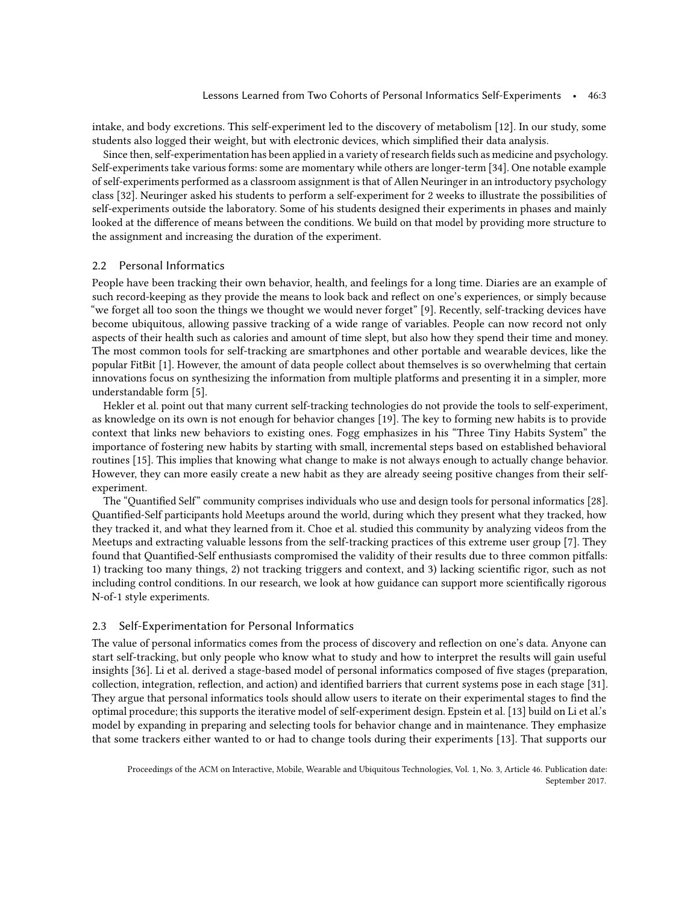intake, and body excretions. This self-experiment led to the discovery of metabolism [12]. In our study, some students also logged their weight, but with electronic devices, which simplified their data analysis.

Since then, self-experimentation has been applied in a variety of research fields such as medicine and psychology. Self-experiments take various forms: some are momentary while others are longer-term [34]. One notable example of self-experiments performed as a classroom assignment is that of Allen Neuringer in an introductory psychology class [32]. Neuringer asked his students to perform a self-experiment for 2 weeks to illustrate the possibilities of self-experiments outside the laboratory. Some of his students designed their experiments in phases and mainly looked at the difference of means between the conditions. We build on that model by providing more structure to the assignment and increasing the duration of the experiment.

### 2.2 Personal Informatics

People have been tracking their own behavior, health, and feelings for a long time. Diaries are an example of such record-keeping as they provide the means to look back and reflect on one's experiences, or simply because "we forget all too soon the things we thought we would never forget" [9]. Recently, self-tracking devices have become ubiquitous, allowing passive tracking of a wide range of variables. People can now record not only aspects of their health such as calories and amount of time slept, but also how they spend their time and money. The most common tools for self-tracking are smartphones and other portable and wearable devices, like the popular FitBit [1]. However, the amount of data people collect about themselves is so overwhelming that certain innovations focus on synthesizing the information from multiple platforms and presenting it in a simpler, more understandable form [5].

Hekler et al. point out that many current self-tracking technologies do not provide the tools to self-experiment, as knowledge on its own is not enough for behavior changes [19]. The key to forming new habits is to provide context that links new behaviors to existing ones. Fogg emphasizes in his "Three Tiny Habits System" the importance of fostering new habits by starting with small, incremental steps based on established behavioral routines [15]. This implies that knowing what change to make is not always enough to actually change behavior. However, they can more easily create a new habit as they are already seeing positive changes from their self-experiment.

The "Quantified Self" community comprises individuals who use and design tools for personal informatics [28]. Quantified-Self participants hold Meetups around the world, during which they present what they tracked, how they tracked it, and what they learned from it. Choe et al. studied this community by analyzing videos from the Meetups and extracting valuable lessons from the self-tracking practices of this extreme user group [7]. They found that Quantified-Self enthusiasts compromised the validity of their results due to three common pitfalls: 1) tracking too many things, 2) not tracking triggers and context, and 3) lacking scientific rigor, such as not including control conditions. In our research, we look at how guidance can support more scientifically rigorous N-of-1 style experiments.

### 2.3 Self-Experimentation for Personal Informatics

The value of personal informatics comes from the process of discovery and reflection on one's data. Anyone can start self-tracking, but only people who know what to study and how to interpret the results will gain useful insights [36]. Li et al. derived a stage-based model of personal informatics composed of five stages (preparation, collection, integration, reflection, and action) and identified barriers that current systems pose in each stage [31]. They argue that personal informatics tools should allow users to iterate on their experimental stages to find the optimal procedure; this supports the iterative model of self-experiment design. Epstein et al. [13] build on Li et al.'s model by expanding in preparing and selecting tools for behavior change and in maintenance. They emphasize that some trackers either wanted to or had to change tools during their experiments [13]. That supports our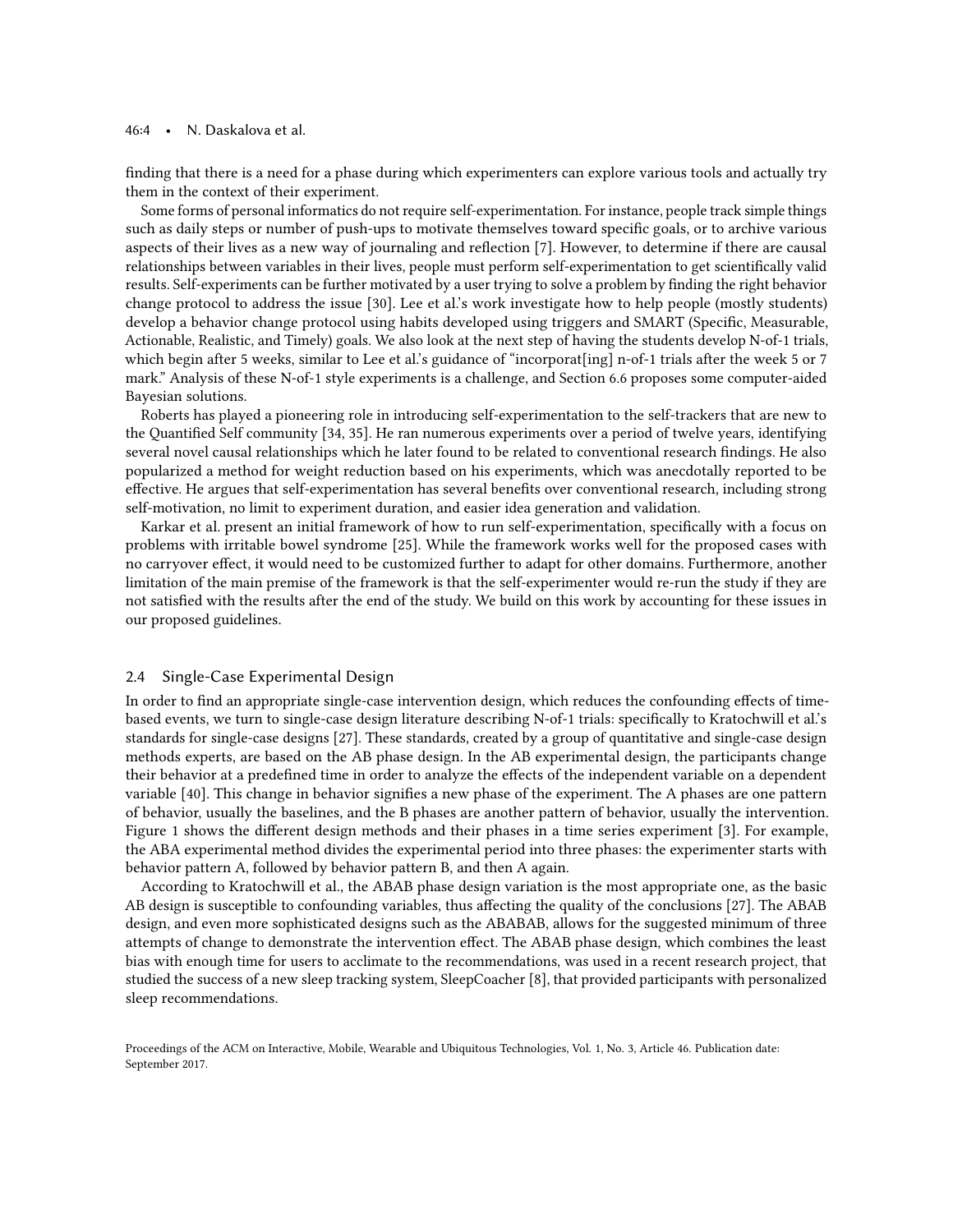finding that there is a need for a phase during which experimenters can explore various tools and actually try them in the context of their experiment.

Some forms of personal informatics do not require self-experimentation. For instance, people track simple things such as daily steps or number of push-ups to motivate themselves toward specific goals, or to archive various aspects of their lives as a new way of journaling and reflection [7]. However, to determine if there are causal relationships between variables in their lives, people must perform self-experimentation to get scientifically valid results. Self-experiments can be further motivated by a user trying to solve a problem by finding the right behavior change protocol to address the issue [30]. Lee et al.'s work investigate how to help people (mostly students) develop a behavior change protocol using habits developed using triggers and SMART (Specific, Measurable, Actionable, Realistic, and Timely) goals. We also look at the next step of having the students develop N-of-1 trials, which begin after 5 weeks, similar to Lee et al.'s guidance of "incorporat[ing] n-of-1 trials after the week 5 or 7 mark." Analysis of these N-of-1 style experiments is a challenge, and Section 6.6 proposes some computer-aided Bayesian solutions.

Roberts has played a pioneering role in introducing self-experimentation to the self-trackers that are new to the Quantified Self community [34, 35]. He ran numerous experiments over a period of twelve years, identifying several novel causal relationships which he later found to be related to conventional research findings. He also popularized a method for weight reduction based on his experiments, which was anecdotally reported to be effective. He argues that self-experimentation has several benefits over conventional research, including strong self-motivation, no limit to experiment duration, and easier idea generation and validation.

Karkar et al. present an initial framework of how to run self-experimentation, specifically with a focus on problems with irritable bowel syndrome [25]. While the framework works well for the proposed cases with no carryover effect, it would need to be customized further to adapt for other domains. Furthermore, another limitation of the main premise of the framework is that the self-experimenter would re-run the study if they are not satisfied with the results after the end of the study. We build on this work by accounting for these issues in our proposed guidelines.

## 2.4 Single-Case Experimental Design

In order to find an appropriate single-case intervention design, which reduces the confounding effects of time-based events, we turn to single-case design literature describing N-of-1 trials: specifically to Kratochwill et al.'s standards for single-case designs [27]. These standards, created by a group of quantitative and single-case design methods experts, are based on the AB phase design. In the AB experimental design, the participants change their behavior at a predefined time in order to analyze the effects of the independent variable on a dependent variable [40]. This change in behavior signifies a new phase of the experiment. The A phases are one pattern of behavior, usually the baselines, and the B phases are another pattern of behavior, usually the intervention. Figure 1 shows the different design methods and their phases in a time series experiment [3]. For example, the ABA experimental method divides the experimental period into three phases: the experimenter starts with behavior pattern A, followed by behavior pattern B, and then A again.

According to Kratochwill et al., the ABAB phase design variation is the most appropriate one, as the basic AB design is susceptible to confounding variables, thus affecting the quality of the conclusions [27]. The ABAB design, and even more sophisticated designs such as the ABABAB, allows for the suggested minimum of three attempts of change to demonstrate the intervention effect. The ABAB phase design, which combines the least bias with enough time for users to acclimate to the recommendations, was used in a recent research project, that studied the success of a new sleep tracking system, SleepCoacher [8], that provided participants with personalized sleep recommendations.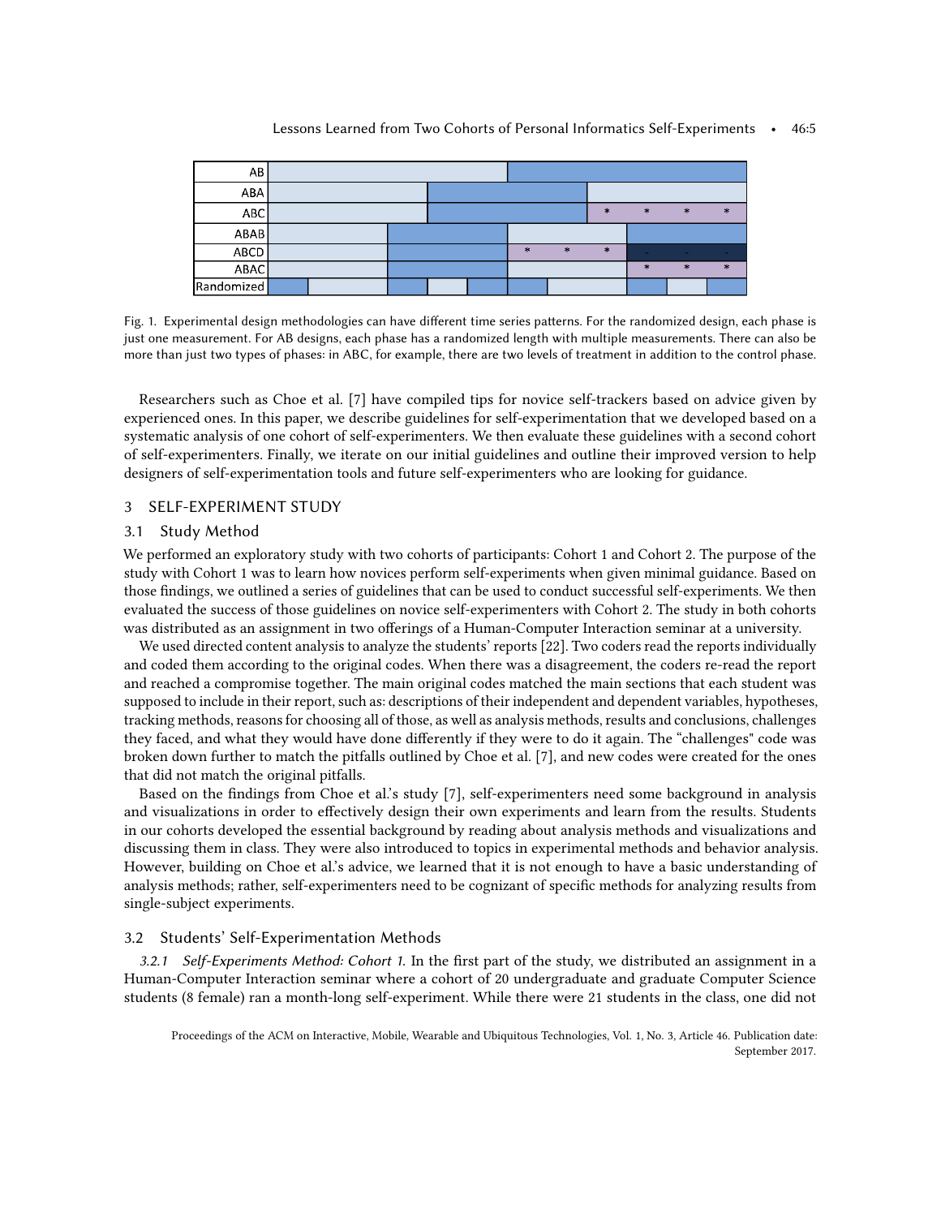Fig. 1. Experimental design methodologies can have different time series patterns. For the randomized design, each phase is just one measurement. For AB designs, each phase has a randomized length with multiple measurements. There can also be more than just two types of phases: in ABC, for example, there are two levels of treatment in addition to the control phase.

Researchers such as Choe et al. [7] have compiled tips for novice self-trackers based on advice given by experienced ones. In this paper, we describe guidelines for self-experimentation that we developed based on a systematic analysis of one cohort of self-experimenters. We then evaluate these guidelines with a second cohort of self-experimenters. Finally, we iterate on our initial guidelines and outline their improved version to help designers of self-experimentation tools and future self-experimenters who are looking for guidance.

## 3 SELF-EXPERIMENT STUDY

### 3.1 Study Method

We performed an exploratory study with two cohorts of participants: Cohort 1 and Cohort 2. The purpose of the study with Cohort 1 was to learn how novices perform self-experiments when given minimal guidance. Based on those findings, we outlined a series of guidelines that can be used to conduct successful self-experiments. We then evaluated the success of those guidelines on novice self-experimenters with Cohort 2. The study in both cohorts was distributed as an assignment in two offerings of a Human-Computer Interaction seminar at a university.

We used directed content analysis to analyze the students' reports [22]. Two coders read the reports individually and coded them according to the original codes. When there was a disagreement, the coders re-read the report and reached a compromise together. The main original codes matched the main sections that each student was supposed to include in their report, such as: descriptions of their independent and dependent variables, hypotheses, tracking methods, reasons for choosing all of those, as well as analysis methods, results and conclusions, challenges they faced, and what they would have done differently if they were to do it again. The "challenges" code was broken down further to match the pitfalls outlined by Choe et al. [7], and new codes were created for the ones that did not match the original pitfalls.

Based on the findings from Choe et al.'s study [7], self-experimenters need some background in analysis and visualizations in order to effectively design their own experiments and learn from the results. Students in our cohorts developed the essential background by reading about analysis methods and visualizations and discussing them in class. They were also introduced to topics in experimental methods and behavior analysis. However, building on Choe et al.'s advice, we learned that it is not enough to have a basic understanding of analysis methods; rather, self-experimenters need to be cognizant of specific methods for analyzing results from single-subject experiments.

### 3.2 Students' Self-Experimentation Methods

#### 3.2.1 *Self-Experiments Method: Cohort 1.*

In the first part of the study, we distributed an assignment in a Human-Computer Interaction seminar where a cohort of 20 undergraduate and graduate Computer Science students (8 female) ran a month-long self-experiment. While there were 21 students in the class, one did not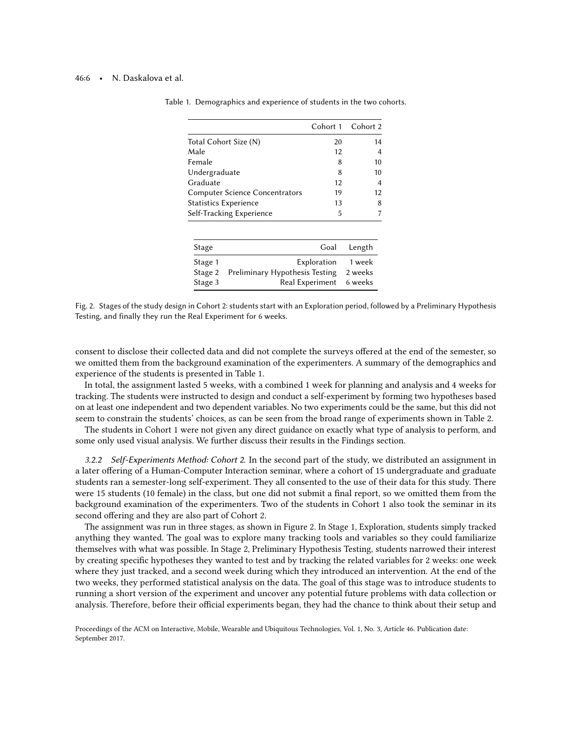Table 1. Demographics and experience of students in the two cohorts.

| | Cohort 1 | Cohort 2 |
|---|---|---|
| Total Cohort Size (N) | 20 | 14 |
| Male | 12 | 4 |
| Female | 8 | 10 |
| Undergraduate | 8 | 10 |
| Graduate | 12 | 4 |
| Computer Science Concentrators | 19 | 12 |
| Statistics Experience | 13 | 8 |
| Self-Tracking Experience | 5 | 7 |

| Stage | Goal | Length |
|---|---|---|
| Stage 1 | Exploration | 1 week |
| Stage 2 | Preliminary Hypothesis Testing | 2 weeks |
| Stage 3 | Real Experiment | 6 weeks |

Fig. 2. Stages of the study design in Cohort 2: students start with an Exploration period, followed by a Preliminary Hypothesis Testing, and finally they run the Real Experiment for 6 weeks.

consent to disclose their collected data and did not complete the surveys offered at the end of the semester, so we omitted them from the background examination of the experimenters. A summary of the demographics and experience of the students is presented in Table 1.

In total, the assignment lasted 5 weeks, with a combined 1 week for planning and analysis and 4 weeks for tracking. The students were instructed to design and conduct a self-experiment by forming two hypotheses based on at least one independent and two dependent variables. No two experiments could be the same, but this did not seem to constrain the students' choices, as can be seen from the broad range of experiments shown in Table 2.

The students in Cohort 1 were not given any direct guidance on exactly what type of analysis to perform, and some only used visual analysis. We further discuss their results in the Findings section.

*3.2.2 Self-Experiments Method: Cohort 2.* In the second part of the study, we distributed an assignment in a later offering of a Human-Computer Interaction seminar, where a cohort of 15 undergraduate and graduate students ran a semester-long self-experiment. They all consented to the use of their data for this study. There were 15 students (10 female) in the class, but one did not submit a final report, so we omitted them from the background examination of the experimenters. Two of the students in Cohort 1 also took the seminar in its second offering and they are also part of Cohort 2.

The assignment was run in three stages, as shown in Figure 2. In Stage 1, Exploration, students simply tracked anything they wanted. The goal was to explore many tracking tools and variables so they could familiarize themselves with what was possible. In Stage 2, Preliminary Hypothesis Testing, students narrowed their interest by creating specific hypotheses they wanted to test and by tracking the related variables for 2 weeks: one week where they just tracked, and a second week during which they introduced an intervention. At the end of the two weeks, they performed statistical analysis on the data. The goal of this stage was to introduce students to running a short version of the experiment and uncover any potential future problems with data collection or analysis. Therefore, before their official experiments began, they had the chance to think about their setup and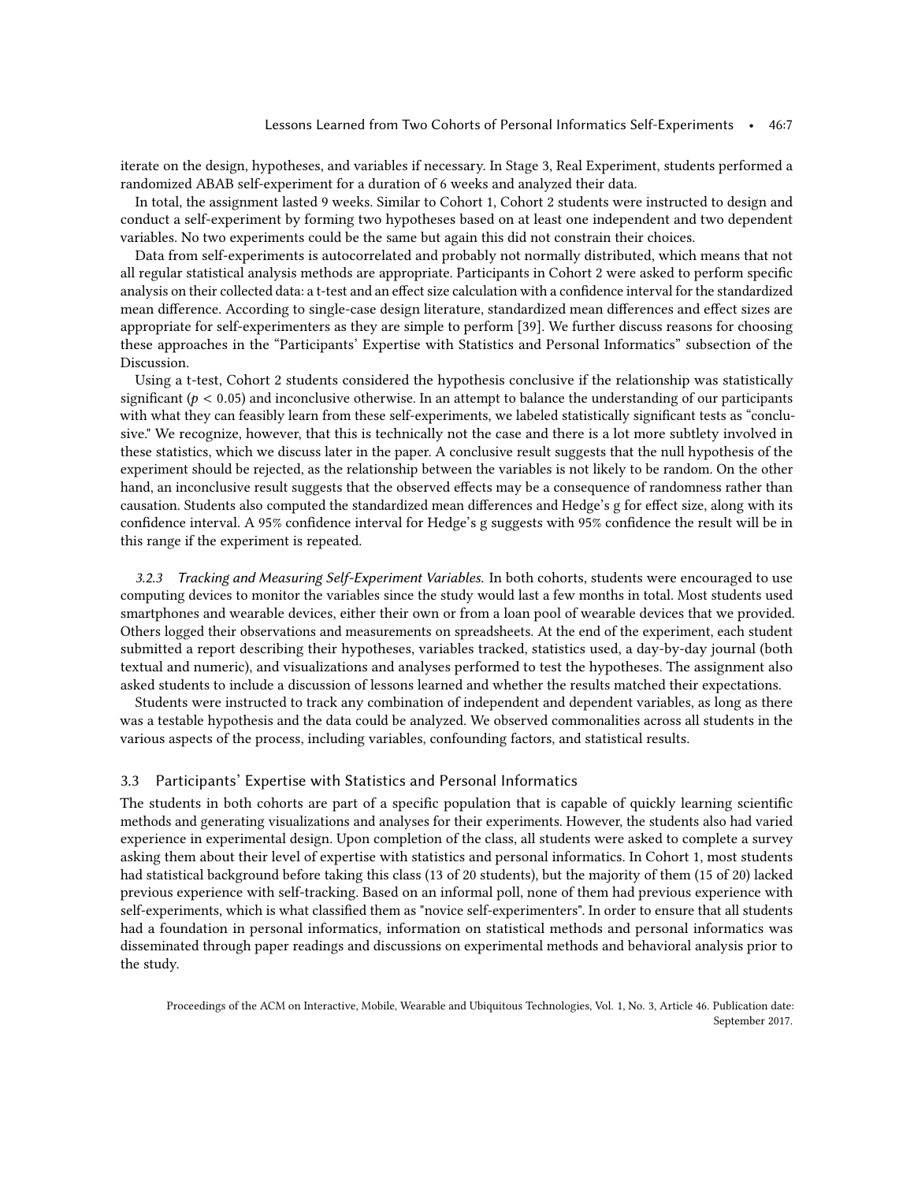iterate on the design, hypotheses, and variables if necessary. In Stage 3, Real Experiment, students performed a randomized ABAB self-experiment for a duration of 6 weeks and analyzed their data.

In total, the assignment lasted 9 weeks. Similar to Cohort 1, Cohort 2 students were instructed to design and conduct a self-experiment by forming two hypotheses based on at least one independent and two dependent variables. No two experiments could be the same but again this did not constrain their choices.

Data from self-experiments is autocorrelated and probably not normally distributed, which means that not all regular statistical analysis methods are appropriate. Participants in Cohort 2 were asked to perform specific analysis on their collected data: a t-test and an effect size calculation with a confidence interval for the standardized mean difference. According to single-case design literature, standardized mean differences and effect sizes are appropriate for self-experimenters as they are simple to perform [39]. We further discuss reasons for choosing these approaches in the "Participants' Expertise with Statistics and Personal Informatics" subsection of the Discussion.

Using a t-test, Cohort 2 students considered the hypothesis conclusive if the relationship was statistically significant ($p < 0.05$) and inconclusive otherwise. In an attempt to balance the understanding of our participants with what they can feasibly learn from these self-experiments, we labeled statistically significant tests as "conclusive." We recognize, however, that this is technically not the case and there is a lot more subtlety involved in these statistics, which we discuss later in the paper. A conclusive result suggests that the null hypothesis of the experiment should be rejected, as the relationship between the variables is not likely to be random. On the other hand, an inconclusive result suggests that the observed effects may be a consequence of randomness rather than causation. Students also computed the standardized mean differences and Hedge's g for effect size, along with its confidence interval. A 95% confidence interval for Hedge's g suggests with 95% confidence the result will be in this range if the experiment is repeated.

*3.2.3 Tracking and Measuring Self-Experiment Variables.* In both cohorts, students were encouraged to use computing devices to monitor the variables since the study would last a few months in total. Most students used smartphones and wearable devices, either their own or from a loan pool of wearable devices that we provided. Others logged their observations and measurements on spreadsheets. At the end of the experiment, each student submitted a report describing their hypotheses, variables tracked, statistics used, a day-by-day journal (both textual and numeric), and visualizations and analyses performed to test the hypotheses. The assignment also asked students to include a discussion of lessons learned and whether the results matched their expectations.

Students were instructed to track any combination of independent and dependent variables, as long as there was a testable hypothesis and the data could be analyzed. We observed commonalities across all students in the various aspects of the process, including variables, confounding factors, and statistical results.

### 3.3 Participants' Expertise with Statistics and Personal Informatics

The students in both cohorts are part of a specific population that is capable of quickly learning scientific methods and generating visualizations and analyses for their experiments. However, the students also had varied experience in experimental design. Upon completion of the class, all students were asked to complete a survey asking them about their level of expertise with statistics and personal informatics. In Cohort 1, most students had statistical background before taking this class (13 of 20 students), but the majority of them (15 of 20) lacked previous experience with self-tracking. Based on an informal poll, none of them had previous experience with self-experiments, which is what classified them as "novice self-experimenters". In order to ensure that all students had a foundation in personal informatics, information on statistical methods and personal informatics was disseminated through paper readings and discussions on experimental methods and behavioral analysis prior to the study.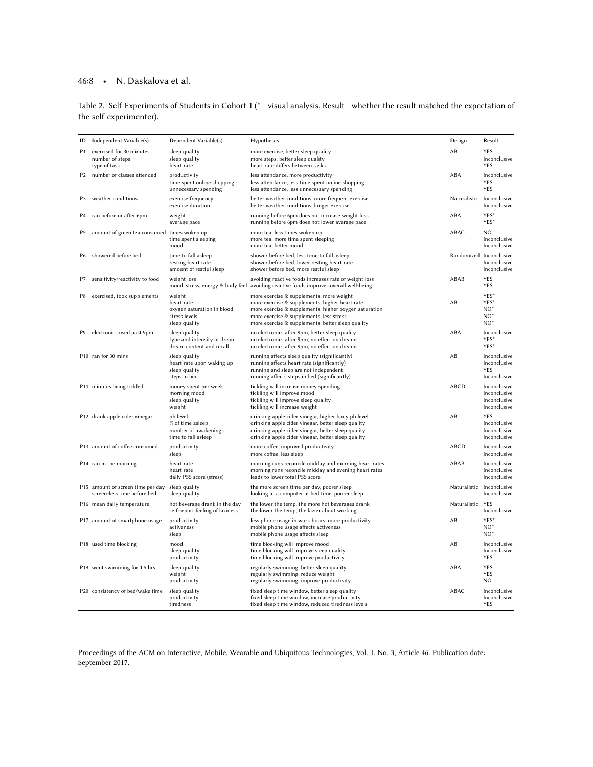Table 2. Self-Experiments of Students in Cohort 1 (* - visual analysis, Result - whether the result matched the expectation of the self-experimenter).

| ID | Independent Variable(s) | Dependent Variable(s) | Hypotheses | Design | Result |
|---|---|---|---|---|---|
| P1 | exercised for 30 minutes<br>number of steps<br>type of task | sleep quality<br>sleep quality<br>heart rate | more exercise, better sleep quality<br>more steps, better sleep quality<br>heart rate differs between tasks | AB | YES<br>Inconclusive<br>YES |
| P2 | number of classes attended | productivity<br>time spent online shopping<br>unnecessary spending | less attendance, more productivity<br>less attendance, less time spent online shopping<br>less attendance, less unnecessary spending | ABA | Inconclusive<br>YES<br>YES |
| P3 | weather conditions | exercise frequency<br>exercise duration | better weather conditions, more frequent exercise<br>better weather conditions, longer exercise | Naturalistic | Inconclusive<br>Inconclusive |
| P4 | ran before or after 6pm | weight<br>average pace | running before 6pm does not increase weight loss<br>running before 6pm does not lower average pace | ABA | YES*<br>YES* |
| P5 | amount of green tea consumed | times woken up<br>time spent sleeping<br>mood | more tea, less times woken up<br>more tea, more time spent sleeping<br>more tea, better mood | ABAC | NO<br>Inconclusive<br>Inconclusive |
| P6 | showered before bed | time to fall asleep<br>resting heart rate<br>amount of restful sleep | shower before bed, less time to fall asleep<br>shower before bed, lower resting heart rate<br>shower before bed, more restful sleep | Randomized | Inconclusive<br>Inconclusive<br>Inconclusive |
| P7 | sensitivity/reactivity to food | weight loss<br>mood, stress, energy & body feel | avoiding reactive foods increases rate of weight loss<br>avoiding reactive foods improves overall well-being | ABAB | YES<br>YES |
| P8 | exercised, took supplements | weight<br>heart rate<br>oxygen saturation in blood<br>stress levels<br>sleep quality | more exercise & supplements, more weight<br>more exercise & supplements, higher heart rate<br>more exercise & supplements, higher oxygen saturation<br>more exercise & supplements, less stress<br>more exercise & supplements, better sleep quality | AB | YES*<br>YES*<br>NO*<br>NO*<br>NO* |
| P9 | electronics used past 9pm | sleep quality<br>type and intensity of dream<br>dream content and recall | no electronics after 9pm, better sleep quality<br>no electronics after 9pm, no effect on dreams<br>no electronics after 9pm, no effect on dreams | ABA | Inconclusive<br>YES*<br>YES* |
| P10 | ran for 30 mins | sleep quality<br>heart rate upon waking up<br>sleep quality<br>steps in bed | running affects sleep quality (significantly)<br>running affects heart rate (significantly)<br>running and sleep are not independent<br>running affects steps in bed (significantly) | AB | Inconclusive<br>Inconclusive<br>YES<br>Inconclusive |
| P11 | minutes being tickled | money spent per week<br>morning mood<br>sleep quality<br>weight | tickling will increase money spending<br>tickling will improve mood<br>tickling will improve sleep quality<br>tickling will increase weight | ABCD | Inconclusive<br>Inconclusive<br>Inconclusive<br>Inconclusive |
| P12 | drank apple cider vinegar | ph level<br>% of time asleep<br>number of awakenings<br>time to fall asleep | drinking apple cider vinegar, higher body ph level<br>drinking apple cider vinegar, better sleep quality<br>drinking apple cider vinegar, better sleep quality<br>drinking apple cider vinegar, better sleep quality | AB | YES<br>Inconclusive<br>Inconclusive<br>Inconclusive |
| P13 | amount of coffee consumed | productivity<br>sleep | more coffee, improved productivity<br>more coffee, less sleep | ABCD | Inconclusive<br>Inconclusive |
| P14 | ran in the morning | heart rate<br>heart rate<br>daily PSS score (stress) | morning runs reconcile midday and morning heart rates<br>morning runs reconcile midday and evening heart rates<br>leads to lower total PSS score | ABAB | Inconclusive<br>Inconclusive<br>Inconclusive |
| P15 | amount of screen time per day<br>screen-less time before bed | sleep quality<br>sleep quality | the more screen time per day, poorer sleep<br>looking at a computer at bed time, poorer sleep | Naturalistic | Inconclusive<br>Inconclusive |
| P16 | mean daily temperature | hot beverage drank in the day<br>self-report feeling of laziness | the lower the temp, the more hot beverages drank<br>the lower the temp, the lazier about working | Naturalistic | YES<br>Inconclusive |
| P17 | amount of smartphone usage | productivity<br>activeness<br>sleep | less phone usage in work hours, more productivity<br>mobile phone usage affects activeness<br>mobile phone usage affects sleep | AB | YES*<br>NO*<br>NO* |
| P18 | used time blocking | mood<br>sleep quality<br>productivity | time blocking will improve mood<br>time blocking will improve sleep quality<br>time blocking will improve productivity | AB | Inconclusive<br>Inconclusive<br>YES |
| P19 | went swimming for 1.5 hrs | sleep quality<br>weight<br>productivity | regularly swimming, better sleep quality<br>regularly swimming, reduce weight<br>regularly swimming, improve productivity | ABA | YES<br>YES<br>NO |
| P20 | consistency of bed/wake time | sleep quality<br>productivity<br>tiredness | fixed sleep time window, better sleep quality<br>fixed sleep time window, increase productivity<br>fixed sleep time window, reduced tiredness levels | ABAC | Inconclusive<br>Inconclusive<br>YES |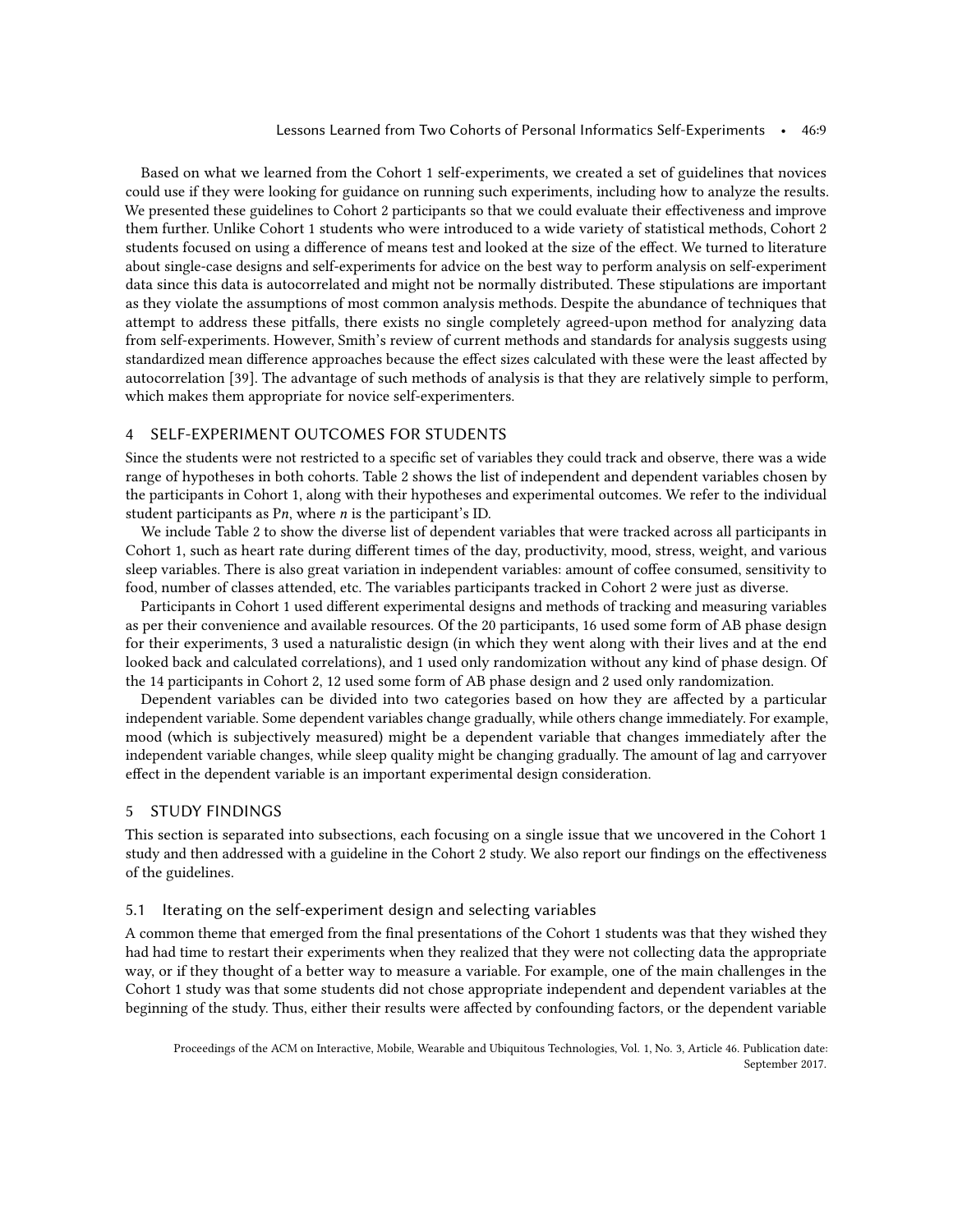Based on what we learned from the Cohort 1 self-experiments, we created a set of guidelines that novices could use if they were looking for guidance on running such experiments, including how to analyze the results. We presented these guidelines to Cohort 2 participants so that we could evaluate their effectiveness and improve them further. Unlike Cohort 1 students who were introduced to a wide variety of statistical methods, Cohort 2 students focused on using a difference of means test and looked at the size of the effect. We turned to literature about single-case designs and self-experiments for advice on the best way to perform analysis on self-experiment data since this data is autocorrelated and might not be normally distributed. These stipulations are important as they violate the assumptions of most common analysis methods. Despite the abundance of techniques that attempt to address these pitfalls, there exists no single completely agreed-upon method for analyzing data from self-experiments. However, Smith's review of current methods and standards for analysis suggests using standardized mean difference approaches because the effect sizes calculated with these were the least affected by autocorrelation [39]. The advantage of such methods of analysis is that they are relatively simple to perform, which makes them appropriate for novice self-experimenters.

## 4 SELF-EXPERIMENT OUTCOMES FOR STUDENTS

Since the students were not restricted to a specific set of variables they could track and observe, there was a wide range of hypotheses in both cohorts. Table 2 shows the list of independent and dependent variables chosen by the participants in Cohort 1, along with their hypotheses and experimental outcomes. We refer to the individual student participants as P*n*, where *n* is the participant's ID.

We include Table 2 to show the diverse list of dependent variables that were tracked across all participants in Cohort 1, such as heart rate during different times of the day, productivity, mood, stress, weight, and various sleep variables. There is also great variation in independent variables: amount of coffee consumed, sensitivity to food, number of classes attended, etc. The variables participants tracked in Cohort 2 were just as diverse.

Participants in Cohort 1 used different experimental designs and methods of tracking and measuring variables as per their convenience and available resources. Of the 20 participants, 16 used some form of AB phase design for their experiments, 3 used a naturalistic design (in which they went along with their lives and at the end looked back and calculated correlations), and 1 used only randomization without any kind of phase design. Of the 14 participants in Cohort 2, 12 used some form of AB phase design and 2 used only randomization.

Dependent variables can be divided into two categories based on how they are affected by a particular independent variable. Some dependent variables change gradually, while others change immediately. For example, mood (which is subjectively measured) might be a dependent variable that changes immediately after the independent variable changes, while sleep quality might be changing gradually. The amount of lag and carryover effect in the dependent variable is an important experimental design consideration.

## 5 STUDY FINDINGS

This section is separated into subsections, each focusing on a single issue that we uncovered in the Cohort 1 study and then addressed with a guideline in the Cohort 2 study. We also report our findings on the effectiveness of the guidelines.

### 5.1 Iterating on the self-experiment design and selecting variables

A common theme that emerged from the final presentations of the Cohort 1 students was that they wished they had had time to restart their experiments when they realized that they were not collecting data the appropriate way, or if they thought of a better way to measure a variable. For example, one of the main challenges in the Cohort 1 study was that some students did not chose appropriate independent and dependent variables at the beginning of the study. Thus, either their results were affected by confounding factors, or the dependent variable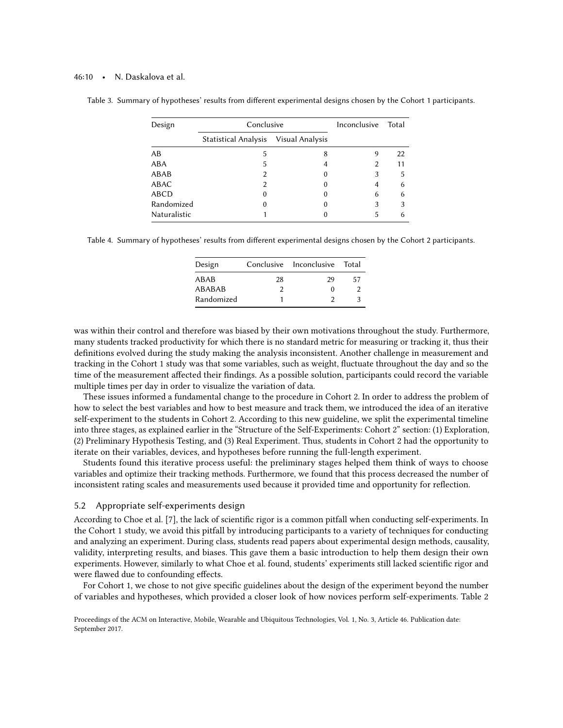Table 3. Summary of hypotheses' results from different experimental designs chosen by the Cohort 1 participants.

| Design | Conclusive | | Inconclusive | Total |
|---|---|---|---|---|
| | Statistical Analysis | Visual Analysis | | |
| AB | 5 | 8 | 9 | 22 |
| ABA | 5 | 4 | 2 | 11 |
| ABAB | 2 | 0 | 3 | 5 |
| ABAC | 2 | 0 | 4 | 6 |
| ABCD | 0 | 0 | 6 | 6 |
| Randomized | 0 | 0 | 3 | 3 |
| Naturalistic | 1 | 0 | 5 | 6 |

Table 4. Summary of hypotheses' results from different experimental designs chosen by the Cohort 2 participants.

| Design | Conclusive | Inconclusive | Total |
|---|---|---|---|
| ABAB | 28 | 29 | 57 |
| ABABAB | 2 | 0 | 2 |
| Randomized | 1 | 2 | 3 |

was within their control and therefore was biased by their own motivations throughout the study. Furthermore, many students tracked productivity for which there is no standard metric for measuring or tracking it, thus their definitions evolved during the study making the analysis inconsistent. Another challenge in measurement and tracking in the Cohort 1 study was that some variables, such as weight, fluctuate throughout the day and so the time of the measurement affected their findings. As a possible solution, participants could record the variable multiple times per day in order to visualize the variation of data.

These issues informed a fundamental change to the procedure in Cohort 2. In order to address the problem of how to select the best variables and how to best measure and track them, we introduced the idea of an iterative self-experiment to the students in Cohort 2. According to this new guideline, we split the experimental timeline into three stages, as explained earlier in the "Structure of the Self-Experiments: Cohort 2" section: (1) Exploration, (2) Preliminary Hypothesis Testing, and (3) Real Experiment. Thus, students in Cohort 2 had the opportunity to iterate on their variables, devices, and hypotheses before running the full-length experiment.

Students found this iterative process useful: the preliminary stages helped them think of ways to choose variables and optimize their tracking methods. Furthermore, we found that this process decreased the number of inconsistent rating scales and measurements used because it provided time and opportunity for reflection.

## 5.2 Appropriate self-experiments design

According to Choe et al. [7], the lack of scientific rigor is a common pitfall when conducting self-experiments. In the Cohort 1 study, we avoid this pitfall by introducing participants to a variety of techniques for conducting and analyzing an experiment. During class, students read papers about experimental design methods, causality, validity, interpreting results, and biases. This gave them a basic introduction to help them design their own experiments. However, similarly to what Choe et al. found, students' experiments still lacked scientific rigor and were flawed due to confounding effects.

For Cohort 1, we chose to not give specific guidelines about the design of the experiment beyond the number of variables and hypotheses, which provided a closer look of how novices perform self-experiments. Table 2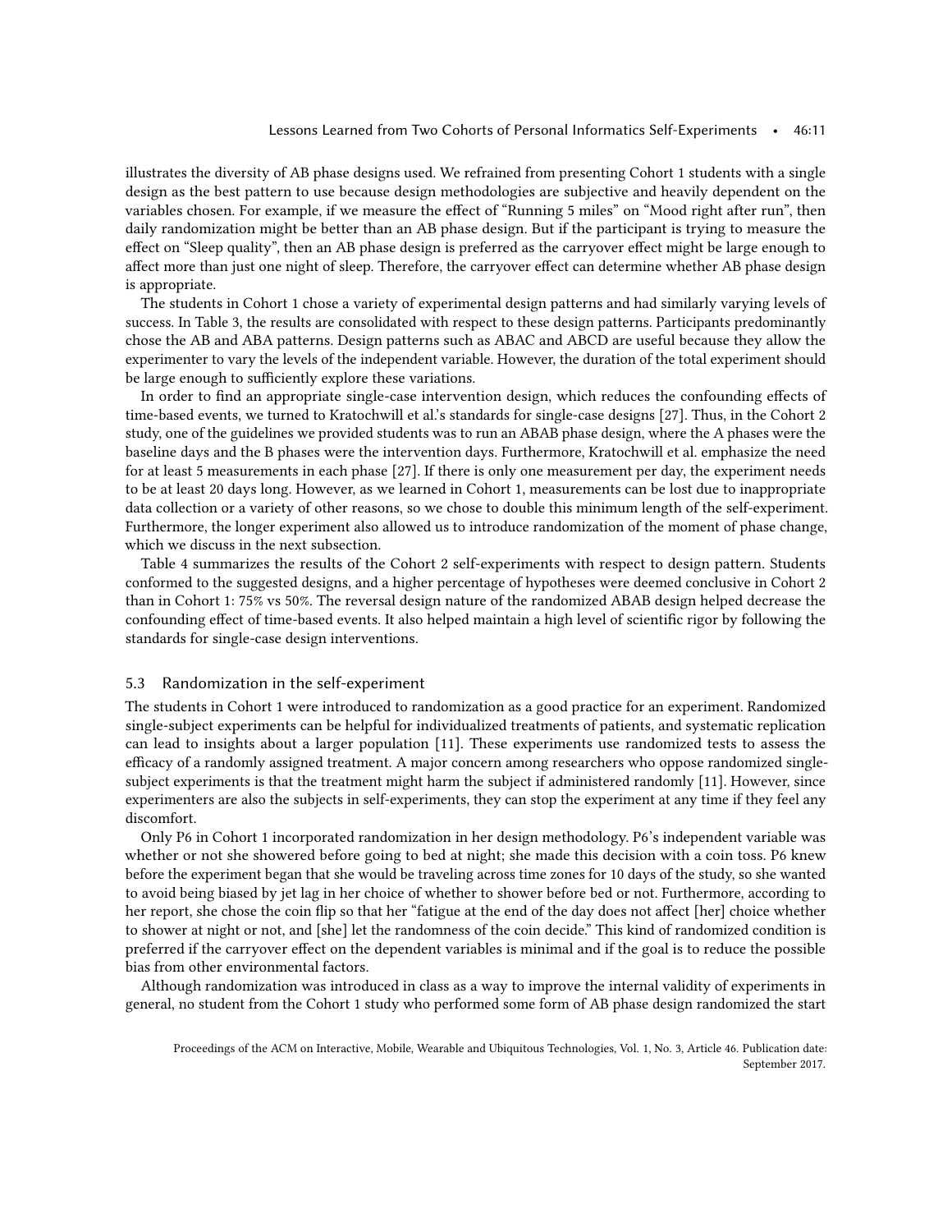illustrates the diversity of AB phase designs used. We refrained from presenting Cohort 1 students with a single design as the best pattern to use because design methodologies are subjective and heavily dependent on the variables chosen. For example, if we measure the effect of "Running 5 miles" on "Mood right after run", then daily randomization might be better than an AB phase design. But if the participant is trying to measure the effect on "Sleep quality", then an AB phase design is preferred as the carryover effect might be large enough to affect more than just one night of sleep. Therefore, the carryover effect can determine whether AB phase design is appropriate.

The students in Cohort 1 chose a variety of experimental design patterns and had similarly varying levels of success. In Table 3, the results are consolidated with respect to these design patterns. Participants predominantly chose the AB and ABA patterns. Design patterns such as ABAC and ABCD are useful because they allow the experimenter to vary the levels of the independent variable. However, the duration of the total experiment should be large enough to sufficiently explore these variations.

In order to find an appropriate single-case intervention design, which reduces the confounding effects of time-based events, we turned to Kratochwill et al.'s standards for single-case designs [27]. Thus, in the Cohort 2 study, one of the guidelines we provided students was to run an ABAB phase design, where the A phases were the baseline days and the B phases were the intervention days. Furthermore, Kratochwill et al. emphasize the need for at least 5 measurements in each phase [27]. If there is only one measurement per day, the experiment needs to be at least 20 days long. However, as we learned in Cohort 1, measurements can be lost due to inappropriate data collection or a variety of other reasons, so we chose to double this minimum length of the self-experiment. Furthermore, the longer experiment also allowed us to introduce randomization of the moment of phase change, which we discuss in the next subsection.

Table 4 summarizes the results of the Cohort 2 self-experiments with respect to design pattern. Students conformed to the suggested designs, and a higher percentage of hypotheses were deemed conclusive in Cohort 2 than in Cohort 1: 75% vs 50%. The reversal design nature of the randomized ABAB design helped decrease the confounding effect of time-based events. It also helped maintain a high level of scientific rigor by following the standards for single-case design interventions.

### 5.3 Randomization in the self-experiment

The students in Cohort 1 were introduced to randomization as a good practice for an experiment. Randomized single-subject experiments can be helpful for individualized treatments of patients, and systematic replication can lead to insights about a larger population [11]. These experiments use randomized tests to assess the efficacy of a randomly assigned treatment. A major concern among researchers who oppose randomized single-subject experiments is that the treatment might harm the subject if administered randomly [11]. However, since experimenters are also the subjects in self-experiments, they can stop the experiment at any time if they feel any discomfort.

Only P6 in Cohort 1 incorporated randomization in her design methodology. P6's independent variable was whether or not she showered before going to bed at night; she made this decision with a coin toss. P6 knew before the experiment began that she would be traveling across time zones for 10 days of the study, so she wanted to avoid being biased by jet lag in her choice of whether to shower before bed or not. Furthermore, according to her report, she chose the coin flip so that her "fatigue at the end of the day does not affect [her] choice whether to shower at night or not, and [she] let the randomness of the coin decide." This kind of randomized condition is preferred if the carryover effect on the dependent variables is minimal and if the goal is to reduce the possible bias from other environmental factors.

Although randomization was introduced in class as a way to improve the internal validity of experiments in general, no student from the Cohort 1 study who performed some form of AB phase design randomized the start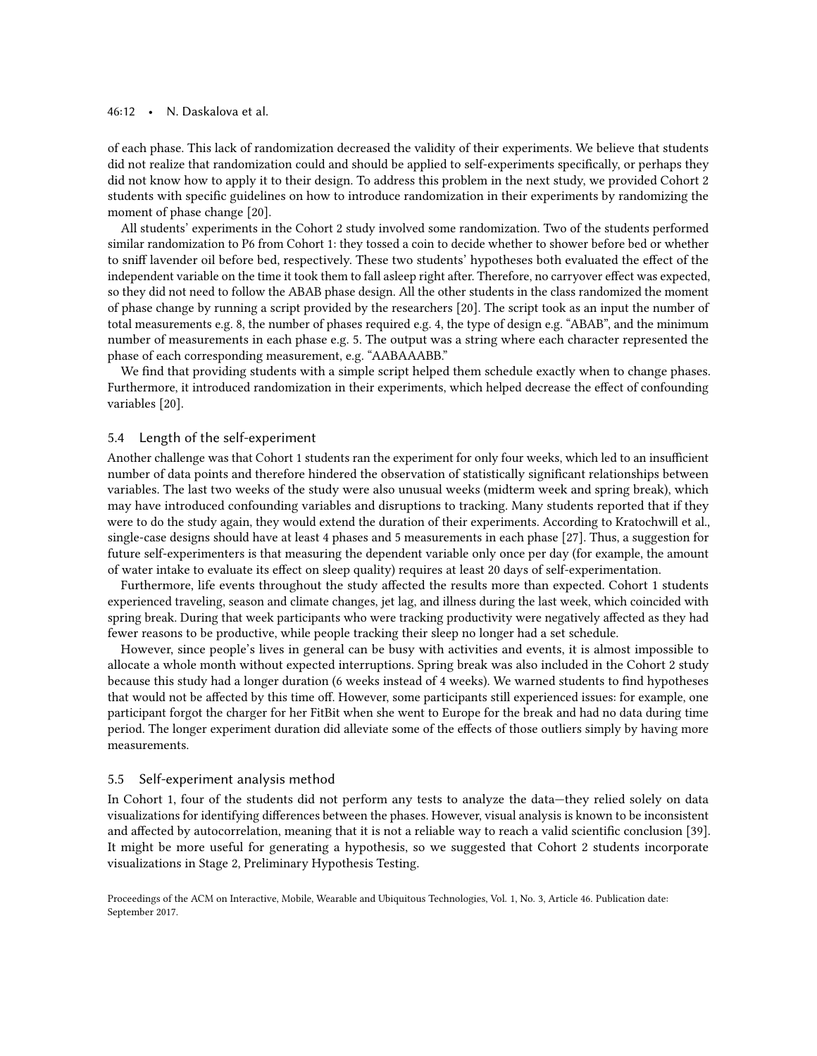of each phase. This lack of randomization decreased the validity of their experiments. We believe that students did not realize that randomization could and should be applied to self-experiments specifically, or perhaps they did not know how to apply it to their design. To address this problem in the next study, we provided Cohort 2 students with specific guidelines on how to introduce randomization in their experiments by randomizing the moment of phase change [20].

All students' experiments in the Cohort 2 study involved some randomization. Two of the students performed similar randomization to P6 from Cohort 1: they tossed a coin to decide whether to shower before bed or whether to sniff lavender oil before bed, respectively. These two students' hypotheses both evaluated the effect of the independent variable on the time it took them to fall asleep right after. Therefore, no carryover effect was expected, so they did not need to follow the ABAB phase design. All the other students in the class randomized the moment of phase change by running a script provided by the researchers [20]. The script took as an input the number of total measurements e.g. 8, the number of phases required e.g. 4, the type of design e.g. "ABAB", and the minimum number of measurements in each phase e.g. 5. The output was a string where each character represented the phase of each corresponding measurement, e.g. "AABAAABB."

We find that providing students with a simple script helped them schedule exactly when to change phases. Furthermore, it introduced randomization in their experiments, which helped decrease the effect of confounding variables [20].

### 5.4 Length of the self-experiment

Another challenge was that Cohort 1 students ran the experiment for only four weeks, which led to an insufficient number of data points and therefore hindered the observation of statistically significant relationships between variables. The last two weeks of the study were also unusual weeks (midterm week and spring break), which may have introduced confounding variables and disruptions to tracking. Many students reported that if they were to do the study again, they would extend the duration of their experiments. According to Kratochwill et al., single-case designs should have at least 4 phases and 5 measurements in each phase [27]. Thus, a suggestion for future self-experimenters is that measuring the dependent variable only once per day (for example, the amount of water intake to evaluate its effect on sleep quality) requires at least 20 days of self-experimentation.

Furthermore, life events throughout the study affected the results more than expected. Cohort 1 students experienced traveling, season and climate changes, jet lag, and illness during the last week, which coincided with spring break. During that week participants who were tracking productivity were negatively affected as they had fewer reasons to be productive, while people tracking their sleep no longer had a set schedule.

However, since people's lives in general can be busy with activities and events, it is almost impossible to allocate a whole month without expected interruptions. Spring break was also included in the Cohort 2 study because this study had a longer duration (6 weeks instead of 4 weeks). We warned students to find hypotheses that would not be affected by this time off. However, some participants still experienced issues: for example, one participant forgot the charger for her FitBit when she went to Europe for the break and had no data during time period. The longer experiment duration did alleviate some of the effects of those outliers simply by having more measurements.

### 5.5 Self-experiment analysis method

In Cohort 1, four of the students did not perform any tests to analyze the data—they relied solely on data visualizations for identifying differences between the phases. However, visual analysis is known to be inconsistent and affected by autocorrelation, meaning that it is not a reliable way to reach a valid scientific conclusion [39]. It might be more useful for generating a hypothesis, so we suggested that Cohort 2 students incorporate visualizations in Stage 2, Preliminary Hypothesis Testing.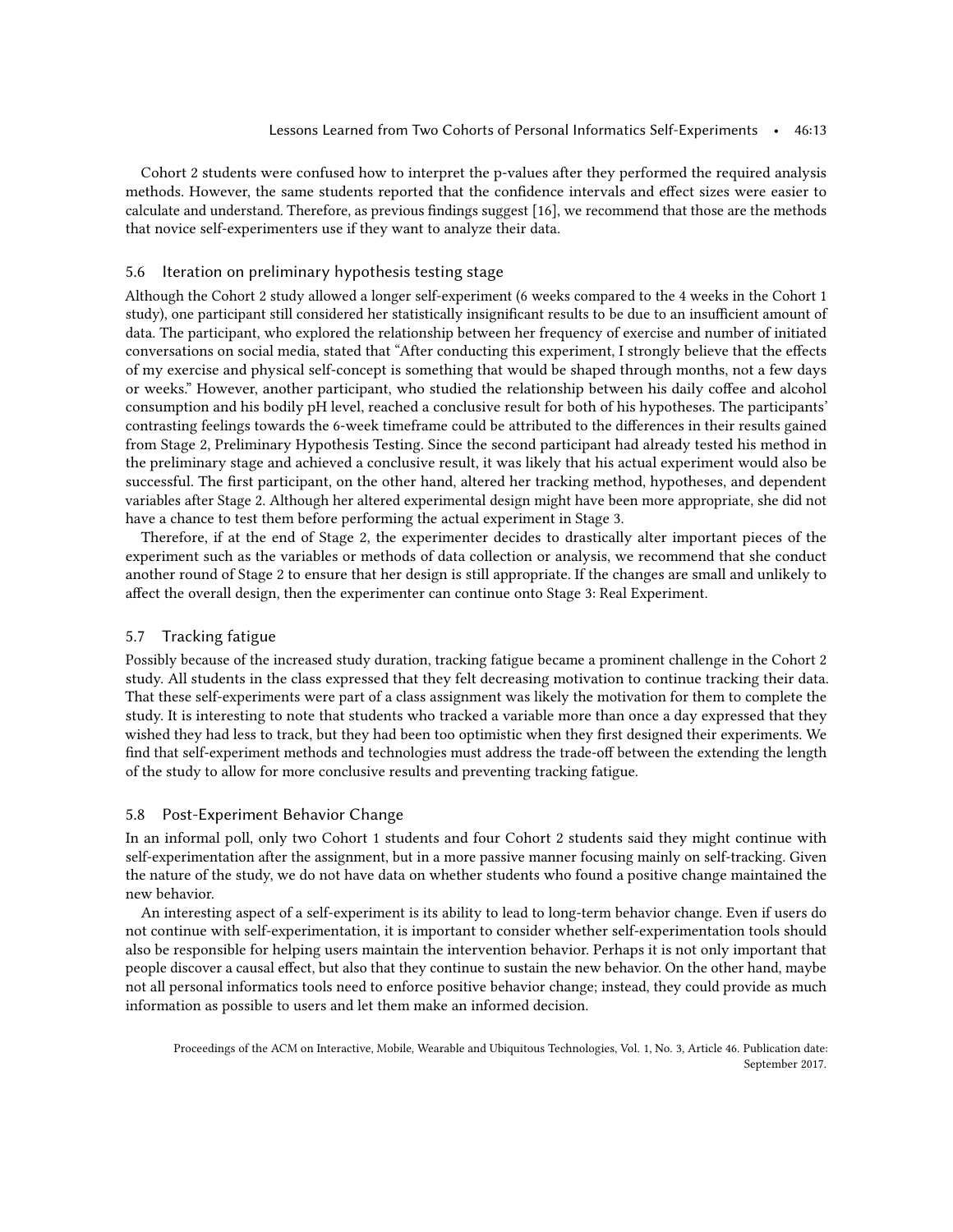Cohort 2 students were confused how to interpret the p-values after they performed the required analysis methods. However, the same students reported that the confidence intervals and effect sizes were easier to calculate and understand. Therefore, as previous findings suggest [16], we recommend that those are the methods that novice self-experimenters use if they want to analyze their data.

## 5.6 Iteration on preliminary hypothesis testing stage

Although the Cohort 2 study allowed a longer self-experiment (6 weeks compared to the 4 weeks in the Cohort 1 study), one participant still considered her statistically insignificant results to be due to an insufficient amount of data. The participant, who explored the relationship between her frequency of exercise and number of initiated conversations on social media, stated that "After conducting this experiment, I strongly believe that the effects of my exercise and physical self-concept is something that would be shaped through months, not a few days or weeks." However, another participant, who studied the relationship between his daily coffee and alcohol consumption and his bodily pH level, reached a conclusive result for both of his hypotheses. The participants' contrasting feelings towards the 6-week timeframe could be attributed to the differences in their results gained from Stage 2, Preliminary Hypothesis Testing. Since the second participant had already tested his method in the preliminary stage and achieved a conclusive result, it was likely that his actual experiment would also be successful. The first participant, on the other hand, altered her tracking method, hypotheses, and dependent variables after Stage 2. Although her altered experimental design might have been more appropriate, she did not have a chance to test them before performing the actual experiment in Stage 3.

Therefore, if at the end of Stage 2, the experimenter decides to drastically alter important pieces of the experiment such as the variables or methods of data collection or analysis, we recommend that she conduct another round of Stage 2 to ensure that her design is still appropriate. If the changes are small and unlikely to affect the overall design, then the experimenter can continue onto Stage 3: Real Experiment.

## 5.7 Tracking fatigue

Possibly because of the increased study duration, tracking fatigue became a prominent challenge in the Cohort 2 study. All students in the class expressed that they felt decreasing motivation to continue tracking their data. That these self-experiments were part of a class assignment was likely the motivation for them to complete the study. It is interesting to note that students who tracked a variable more than once a day expressed that they wished they had less to track, but they had been too optimistic when they first designed their experiments. We find that self-experiment methods and technologies must address the trade-off between the extending the length of the study to allow for more conclusive results and preventing tracking fatigue.

## 5.8 Post-Experiment Behavior Change

In an informal poll, only two Cohort 1 students and four Cohort 2 students said they might continue with self-experimentation after the assignment, but in a more passive manner focusing mainly on self-tracking. Given the nature of the study, we do not have data on whether students who found a positive change maintained the new behavior.

An interesting aspect of a self-experiment is its ability to lead to long-term behavior change. Even if users do not continue with self-experimentation, it is important to consider whether self-experimentation tools should also be responsible for helping users maintain the intervention behavior. Perhaps it is not only important that people discover a causal effect, but also that they continue to sustain the new behavior. On the other hand, maybe not all personal informatics tools need to enforce positive behavior change; instead, they could provide as much information as possible to users and let them make an informed decision.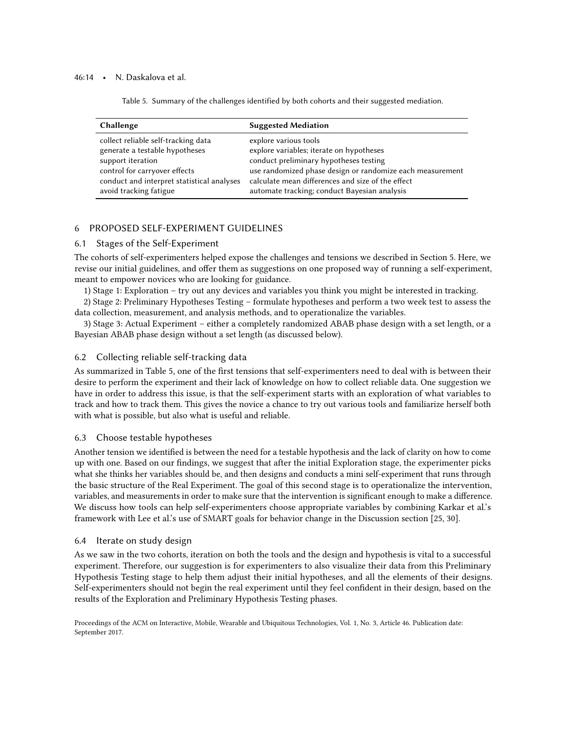Table 5. Summary of the challenges identified by both cohorts and their suggested mediation.

| Challenge | Suggested Mediation |
| --- | --- |
| collect reliable self-tracking data | explore various tools |
| generate a testable hypotheses | explore variables; iterate on hypotheses |
| support iteration | conduct preliminary hypotheses testing |
| control for carryover effects | use randomized phase design or randomize each measurement |
| conduct and interpret statistical analyses | calculate mean differences and size of the effect |
| avoid tracking fatigue | automate tracking; conduct Bayesian analysis |

## 6 PROPOSED SELF-EXPERIMENT GUIDELINES

### 6.1 Stages of the Self-Experiment

The cohorts of self-experimenters helped expose the challenges and tensions we described in Section 5. Here, we revise our initial guidelines, and offer them as suggestions on one proposed way of running a self-experiment, meant to empower novices who are looking for guidance.

1) Stage 1: Exploration – try out any devices and variables you think you might be interested in tracking.

2) Stage 2: Preliminary Hypotheses Testing – formulate hypotheses and perform a two week test to assess the data collection, measurement, and analysis methods, and to operationalize the variables.

3) Stage 3: Actual Experiment – either a completely randomized ABAB phase design with a set length, or a Bayesian ABAB phase design without a set length (as discussed below).

### 6.2 Collecting reliable self-tracking data

As summarized in Table 5, one of the first tensions that self-experimenters need to deal with is between their desire to perform the experiment and their lack of knowledge on how to collect reliable data. One suggestion we have in order to address this issue, is that the self-experiment starts with an exploration of what variables to track and how to track them. This gives the novice a chance to try out various tools and familiarize herself both with what is possible, but also what is useful and reliable.

### 6.3 Choose testable hypotheses

Another tension we identified is between the need for a testable hypothesis and the lack of clarity on how to come up with one. Based on our findings, we suggest that after the initial Exploration stage, the experimenter picks what she thinks her variables should be, and then designs and conducts a mini self-experiment that runs through the basic structure of the Real Experiment. The goal of this second stage is to operationalize the intervention, variables, and measurements in order to make sure that the intervention is significant enough to make a difference. We discuss how tools can help self-experimenters choose appropriate variables by combining Karkar et al.'s framework with Lee et al.'s use of SMART goals for behavior change in the Discussion section [25, 30].

### 6.4 Iterate on study design

As we saw in the two cohorts, iteration on both the tools and the design and hypothesis is vital to a successful experiment. Therefore, our suggestion is for experimenters to also visualize their data from this Preliminary Hypothesis Testing stage to help them adjust their initial hypotheses, and all the elements of their designs. Self-experimenters should not begin the real experiment until they feel confident in their design, based on the results of the Exploration and Preliminary Hypothesis Testing phases.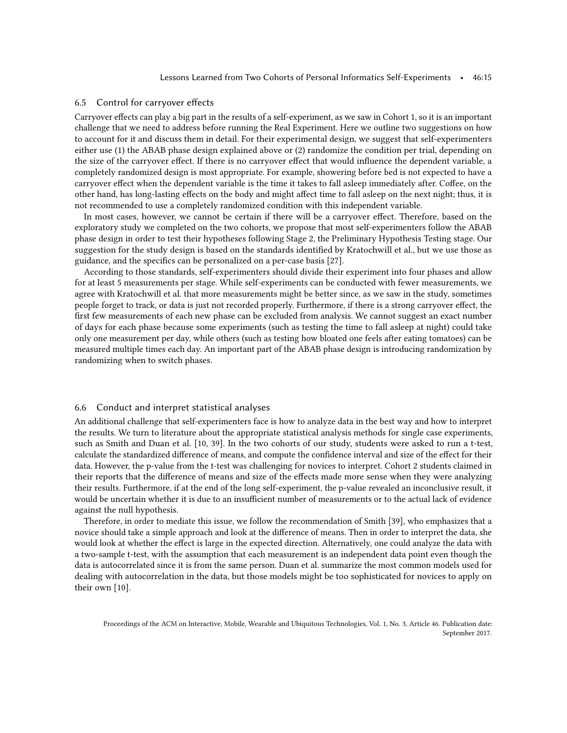### 6.5 Control for carryover effects

Carryover effects can play a big part in the results of a self-experiment, as we saw in Cohort 1, so it is an important challenge that we need to address before running the Real Experiment. Here we outline two suggestions on how to account for it and discuss them in detail. For their experimental design, we suggest that self-experimenters either use (1) the ABAB phase design explained above or (2) randomize the condition per trial, depending on the size of the carryover effect. If there is no carryover effect that would influence the dependent variable, a completely randomized design is most appropriate. For example, showering before bed is not expected to have a carryover effect when the dependent variable is the time it takes to fall asleep immediately after. Coffee, on the other hand, has long-lasting effects on the body and might affect time to fall asleep on the next night; thus, it is not recommended to use a completely randomized condition with this independent variable.

In most cases, however, we cannot be certain if there will be a carryover effect. Therefore, based on the exploratory study we completed on the two cohorts, we propose that most self-experimenters follow the ABAB phase design in order to test their hypotheses following Stage 2, the Preliminary Hypothesis Testing stage. Our suggestion for the study design is based on the standards identified by Kratochwill et al., but we use those as guidance, and the specifics can be personalized on a per-case basis [27].

According to those standards, self-experimenters should divide their experiment into four phases and allow for at least 5 measurements per stage. While self-experiments can be conducted with fewer measurements, we agree with Kratochwill et al. that more measurements might be better since, as we saw in the study, sometimes people forget to track, or data is just not recorded properly. Furthermore, if there is a strong carryover effect, the first few measurements of each new phase can be excluded from analysis. We cannot suggest an exact number of days for each phase because some experiments (such as testing the time to fall asleep at night) could take only one measurement per day, while others (such as testing how bloated one feels after eating tomatoes) can be measured multiple times each day. An important part of the ABAB phase design is introducing randomization by randomizing when to switch phases.

### 6.6 Conduct and interpret statistical analyses

An additional challenge that self-experimenters face is how to analyze data in the best way and how to interpret the results. We turn to literature about the appropriate statistical analysis methods for single case experiments, such as Smith and Duan et al. [10, 39]. In the two cohorts of our study, students were asked to run a t-test, calculate the standardized difference of means, and compute the confidence interval and size of the effect for their data. However, the p-value from the t-test was challenging for novices to interpret. Cohort 2 students claimed in their reports that the difference of means and size of the effects made more sense when they were analyzing their results. Furthermore, if at the end of the long self-experiment, the p-value revealed an inconclusive result, it would be uncertain whether it is due to an insufficient number of measurements or to the actual lack of evidence against the null hypothesis.

Therefore, in order to mediate this issue, we follow the recommendation of Smith [39], who emphasizes that a novice should take a simple approach and look at the difference of means. Then in order to interpret the data, she would look at whether the effect is large in the expected direction. Alternatively, one could analyze the data with a two-sample t-test, with the assumption that each measurement is an independent data point even though the data is autocorrelated since it is from the same person. Duan et al. summarize the most common models used for dealing with autocorrelation in the data, but those models might be too sophisticated for novices to apply on their own [10].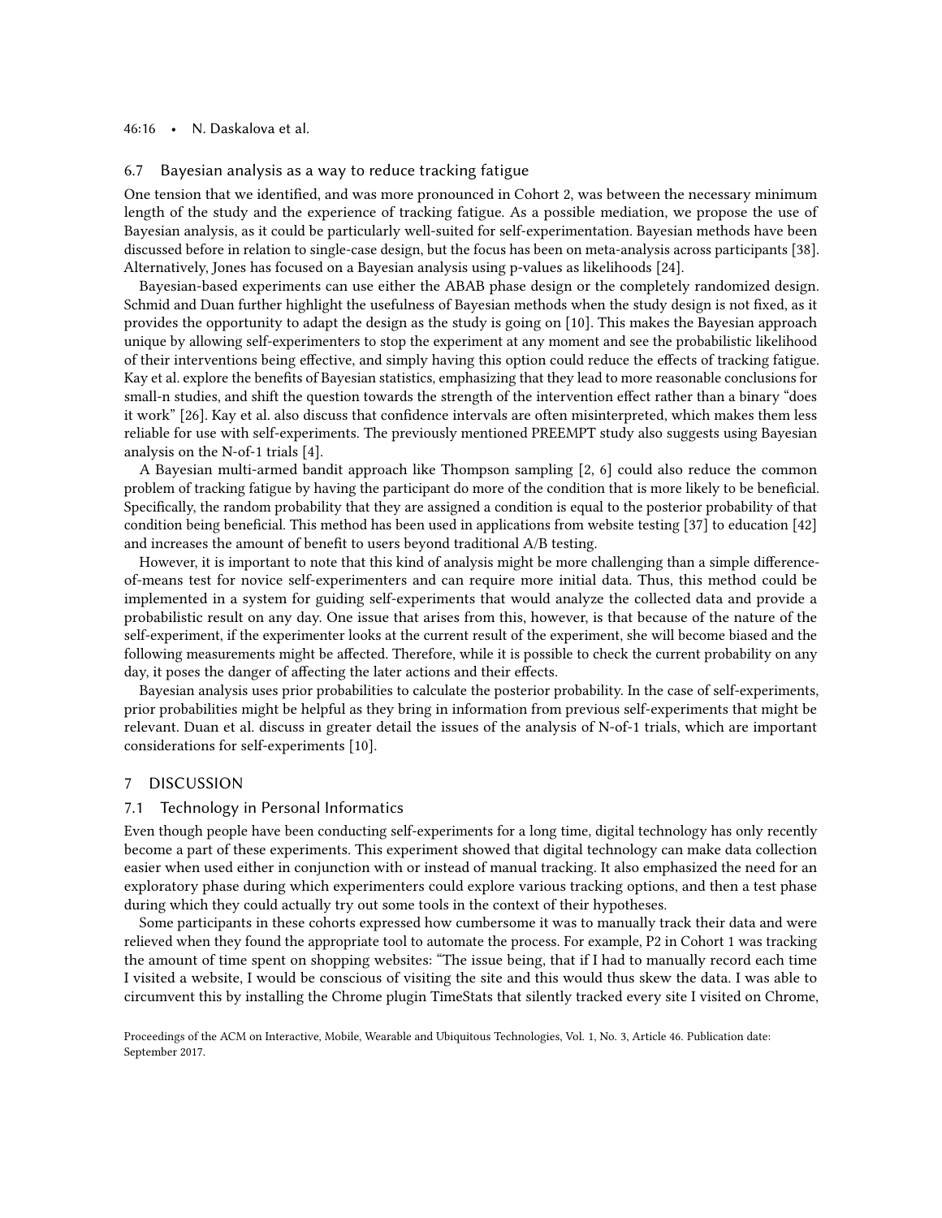### 6.7 Bayesian analysis as a way to reduce tracking fatigue

One tension that we identified, and was more pronounced in Cohort 2, was between the necessary minimum length of the study and the experience of tracking fatigue. As a possible mediation, we propose the use of Bayesian analysis, as it could be particularly well-suited for self-experimentation. Bayesian methods have been discussed before in relation to single-case design, but the focus has been on meta-analysis across participants [38]. Alternatively, Jones has focused on a Bayesian analysis using p-values as likelihoods [24].

Bayesian-based experiments can use either the ABAB phase design or the completely randomized design. Schmid and Duan further highlight the usefulness of Bayesian methods when the study design is not fixed, as it provides the opportunity to adapt the design as the study is going on [10]. This makes the Bayesian approach unique by allowing self-experimenters to stop the experiment at any moment and see the probabilistic likelihood of their interventions being effective, and simply having this option could reduce the effects of tracking fatigue. Kay et al. explore the benefits of Bayesian statistics, emphasizing that they lead to more reasonable conclusions for small-n studies, and shift the question towards the strength of the intervention effect rather than a binary "does it work" [26]. Kay et al. also discuss that confidence intervals are often misinterpreted, which makes them less reliable for use with self-experiments. The previously mentioned PREEMPT study also suggests using Bayesian analysis on the N-of-1 trials [4].

A Bayesian multi-armed bandit approach like Thompson sampling [2, 6] could also reduce the common problem of tracking fatigue by having the participant do more of the condition that is more likely to be beneficial. Specifically, the random probability that they are assigned a condition is equal to the posterior probability of that condition being beneficial. This method has been used in applications from website testing [37] to education [42] and increases the amount of benefit to users beyond traditional A/B testing.

However, it is important to note that this kind of analysis might be more challenging than a simple difference-of-means test for novice self-experimenters and can require more initial data. Thus, this method could be implemented in a system for guiding self-experiments that would analyze the collected data and provide a probabilistic result on any day. One issue that arises from this, however, is that because of the nature of the self-experiment, if the experimenter looks at the current result of the experiment, she will become biased and the following measurements might be affected. Therefore, while it is possible to check the current probability on any day, it poses the danger of affecting the later actions and their effects.

Bayesian analysis uses prior probabilities to calculate the posterior probability. In the case of self-experiments, prior probabilities might be helpful as they bring in information from previous self-experiments that might be relevant. Duan et al. discuss in greater detail the issues of the analysis of N-of-1 trials, which are important considerations for self-experiments [10].

## 7 DISCUSSION

### 7.1 Technology in Personal Informatics

Even though people have been conducting self-experiments for a long time, digital technology has only recently become a part of these experiments. This experiment showed that digital technology can make data collection easier when used either in conjunction with or instead of manual tracking. It also emphasized the need for an exploratory phase during which experimenters could explore various tracking options, and then a test phase during which they could actually try out some tools in the context of their hypotheses.

Some participants in these cohorts expressed how cumbersome it was to manually track their data and were relieved when they found the appropriate tool to automate the process. For example, P2 in Cohort 1 was tracking the amount of time spent on shopping websites: "The issue being, that if I had to manually record each time I visited a website, I would be conscious of visiting the site and this would thus skew the data. I was able to circumvent this by installing the Chrome plugin TimeStats that silently tracked every site I visited on Chrome,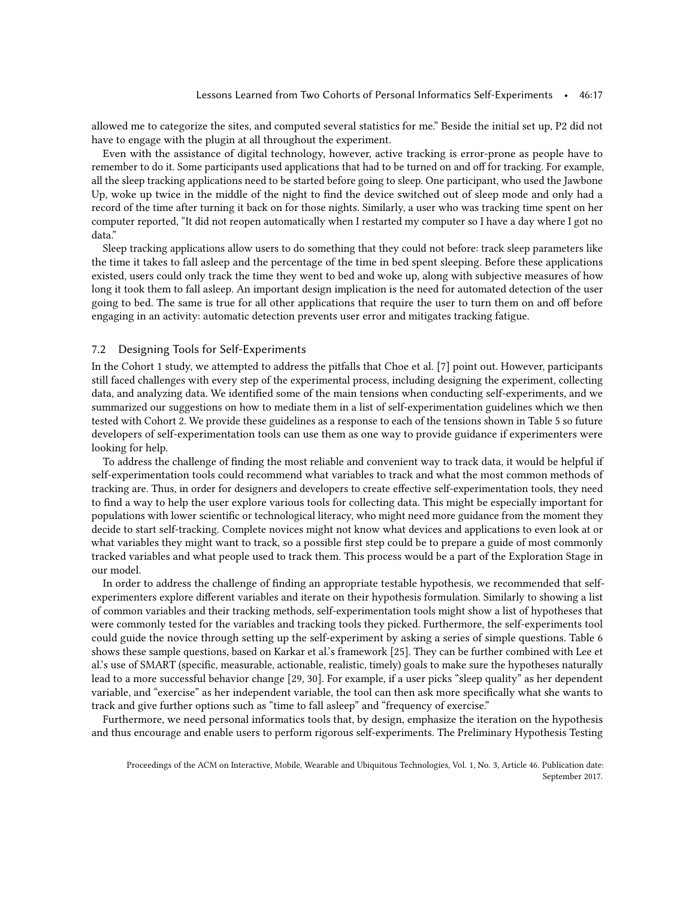allowed me to categorize the sites, and computed several statistics for me." Beside the initial set up, P2 did not have to engage with the plugin at all throughout the experiment.

Even with the assistance of digital technology, however, active tracking is error-prone as people have to remember to do it. Some participants used applications that had to be turned on and off for tracking. For example, all the sleep tracking applications need to be started before going to sleep. One participant, who used the Jawbone Up, woke up twice in the middle of the night to find the device switched out of sleep mode and only had a record of the time after turning it back on for those nights. Similarly, a user who was tracking time spent on her computer reported, "It did not reopen automatically when I restarted my computer so I have a day where I got no data."

Sleep tracking applications allow users to do something that they could not before: track sleep parameters like the time it takes to fall asleep and the percentage of the time in bed spent sleeping. Before these applications existed, users could only track the time they went to bed and woke up, along with subjective measures of how long it took them to fall asleep. An important design implication is the need for automated detection of the user going to bed. The same is true for all other applications that require the user to turn them on and off before engaging in an activity: automatic detection prevents user error and mitigates tracking fatigue.

## 7.2 Designing Tools for Self-Experiments

In the Cohort 1 study, we attempted to address the pitfalls that Choe et al. [7] point out. However, participants still faced challenges with every step of the experimental process, including designing the experiment, collecting data, and analyzing data. We identified some of the main tensions when conducting self-experiments, and we summarized our suggestions on how to mediate them in a list of self-experimentation guidelines which we then tested with Cohort 2. We provide these guidelines as a response to each of the tensions shown in Table 5 so future developers of self-experimentation tools can use them as one way to provide guidance if experimenters were looking for help.

To address the challenge of finding the most reliable and convenient way to track data, it would be helpful if self-experimentation tools could recommend what variables to track and what the most common methods of tracking are. Thus, in order for designers and developers to create effective self-experimentation tools, they need to find a way to help the user explore various tools for collecting data. This might be especially important for populations with lower scientific or technological literacy, who might need more guidance from the moment they decide to start self-tracking. Complete novices might not know what devices and applications to even look at or what variables they might want to track, so a possible first step could be to prepare a guide of most commonly tracked variables and what people used to track them. This process would be a part of the Exploration Stage in our model.

In order to address the challenge of finding an appropriate testable hypothesis, we recommended that self-experimenters explore different variables and iterate on their hypothesis formulation. Similarly to showing a list of common variables and their tracking methods, self-experimentation tools might show a list of hypotheses that were commonly tested for the variables and tracking tools they picked. Furthermore, the self-experiments tool could guide the novice through setting up the self-experiment by asking a series of simple questions. Table 6 shows these sample questions, based on Karkar et al.'s framework [25]. They can be further combined with Lee et al.'s use of SMART (specific, measurable, actionable, realistic, timely) goals to make sure the hypotheses naturally lead to a more successful behavior change [29, 30]. For example, if a user picks "sleep quality" as her dependent variable, and "exercise" as her independent variable, the tool can then ask more specifically what she wants to track and give further options such as "time to fall asleep" and "frequency of exercise."

Furthermore, we need personal informatics tools that, by design, emphasize the iteration on the hypothesis and thus encourage and enable users to perform rigorous self-experiments. The Preliminary Hypothesis Testing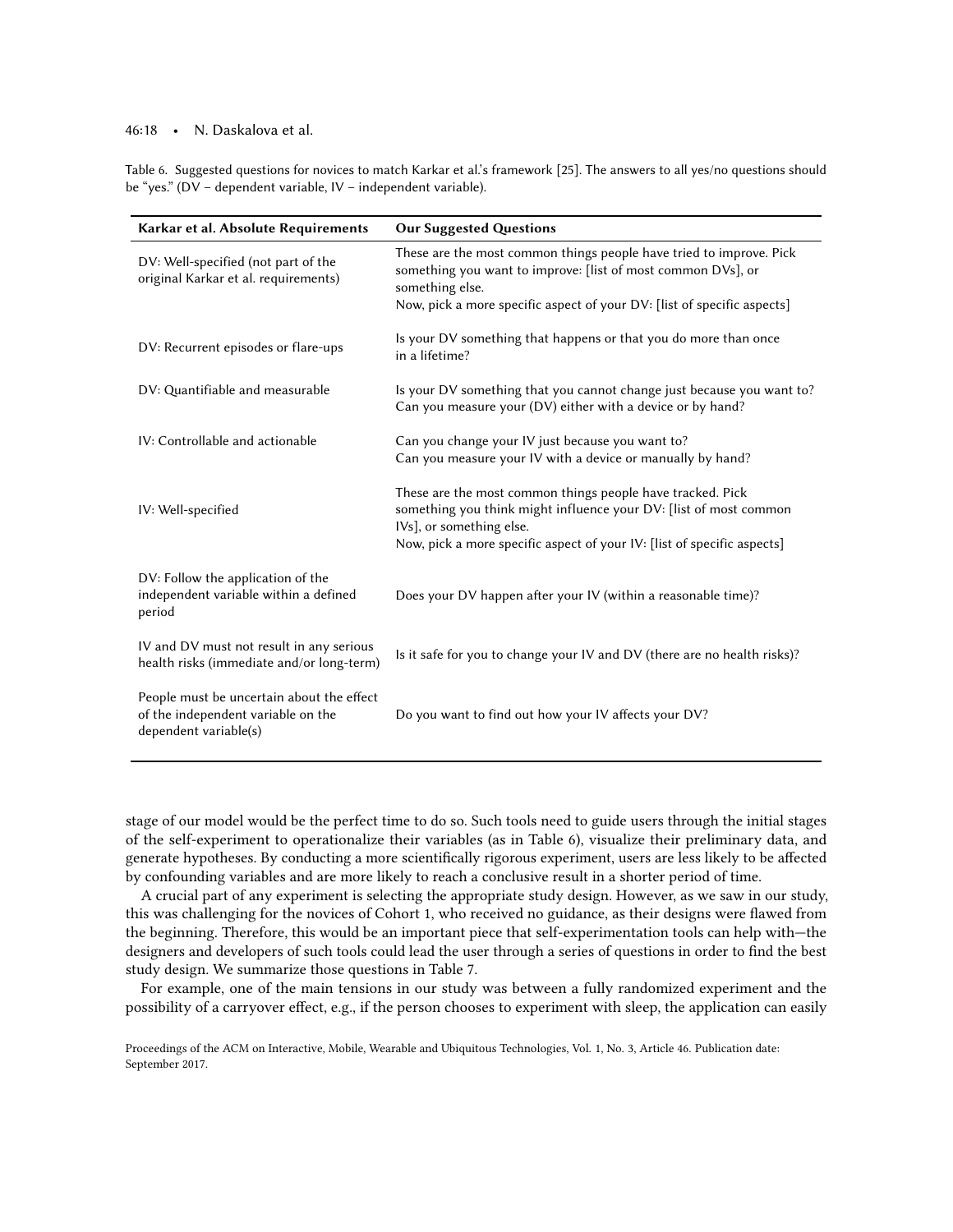Table 6. Suggested questions for novices to match Karkar et al.'s framework [25]. The answers to all yes/no questions should be "yes." (DV – dependent variable, IV – independent variable).

| Karkar et al. Absolute Requirements | Our Suggested Questions |
|---|---|
| DV: Well-specified (not part of the original Karkar et al. requirements) | These are the most common things people have tried to improve. Pick something you want to improve: [list of most common DVs], or something else.<br>Now, pick a more specific aspect of your DV: [list of specific aspects] |
| DV: Recurrent episodes or flare-ups | Is your DV something that happens or that you do more than once in a lifetime? |
| DV: Quantifiable and measurable | Is your DV something that you cannot change just because you want to?<br>Can you measure your (DV) either with a device or by hand? |
| IV: Controllable and actionable | Can you change your IV just because you want to?<br>Can you measure your IV with a device or manually by hand? |
| IV: Well-specified | These are the most common things people have tracked. Pick something you think might influence your DV: [list of most common IVs], or something else.<br>Now, pick a more specific aspect of your IV: [list of specific aspects] |
| DV: Follow the application of the independent variable within a defined period | Does your DV happen after your IV (within a reasonable time)? |
| IV and DV must not result in any serious health risks (immediate and/or long-term) | Is it safe for you to change your IV and DV (there are no health risks)? |
| People must be uncertain about the effect of the independent variable on the dependent variable(s) | Do you want to find out how your IV affects your DV? |

stage of our model would be the perfect time to do so. Such tools need to guide users through the initial stages of the self-experiment to operationalize their variables (as in Table 6), visualize their preliminary data, and generate hypotheses. By conducting a more scientifically rigorous experiment, users are less likely to be affected by confounding variables and are more likely to reach a conclusive result in a shorter period of time.

A crucial part of any experiment is selecting the appropriate study design. However, as we saw in our study, this was challenging for the novices of Cohort 1, who received no guidance, as their designs were flawed from the beginning. Therefore, this would be an important piece that self-experimentation tools can help with—the designers and developers of such tools could lead the user through a series of questions in order to find the best study design. We summarize those questions in Table 7.

For example, one of the main tensions in our study was between a fully randomized experiment and the possibility of a carryover effect, e.g., if the person chooses to experiment with sleep, the application can easily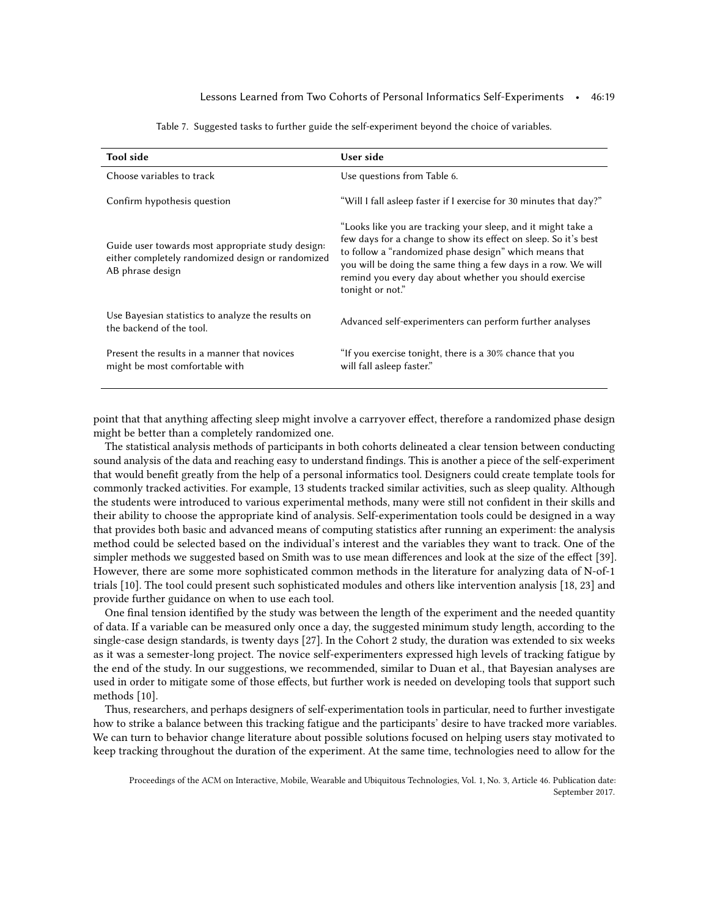Table 7. Suggested tasks to further guide the self-experiment beyond the choice of variables.

| Tool side | User side |
|---|---|
| Choose variables to track | Use questions from Table 6. |
| Confirm hypothesis question | "Will I fall asleep faster if I exercise for 30 minutes that day?" |
| Guide user towards most appropriate study design: either completely randomized design or randomized AB phrase design | "Looks like you are tracking your sleep, and it might take a few days for a change to show its effect on sleep. So it's best to follow a "randomized phase design" which means that you will be doing the same thing a few days in a row. We will remind you every day about whether you should exercise tonight or not." |
| Use Bayesian statistics to analyze the results on the backend of the tool. | Advanced self-experimenters can perform further analyses |
| Present the results in a manner that novices might be most comfortable with | "If you exercise tonight, there is a 30% chance that you will fall asleep faster." |

point that that anything affecting sleep might involve a carryover effect, therefore a randomized phase design might be better than a completely randomized one.

The statistical analysis methods of participants in both cohorts delineated a clear tension between conducting sound analysis of the data and reaching easy to understand findings. This is another a piece of the self-experiment that would benefit greatly from the help of a personal informatics tool. Designers could create template tools for commonly tracked activities. For example, 13 students tracked similar activities, such as sleep quality. Although the students were introduced to various experimental methods, many were still not confident in their skills and their ability to choose the appropriate kind of analysis. Self-experimentation tools could be designed in a way that provides both basic and advanced means of computing statistics after running an experiment: the analysis method could be selected based on the individual's interest and the variables they want to track. One of the simpler methods we suggested based on Smith was to use mean differences and look at the size of the effect [39]. However, there are some more sophisticated common methods in the literature for analyzing data of N-of-1 trials [10]. The tool could present such sophisticated modules and others like intervention analysis [18, 23] and provide further guidance on when to use each tool.

One final tension identified by the study was between the length of the experiment and the needed quantity of data. If a variable can be measured only once a day, the suggested minimum study length, according to the single-case design standards, is twenty days [27]. In the Cohort 2 study, the duration was extended to six weeks as it was a semester-long project. The novice self-experimenters expressed high levels of tracking fatigue by the end of the study. In our suggestions, we recommended, similar to Duan et al., that Bayesian analyses are used in order to mitigate some of those effects, but further work is needed on developing tools that support such methods [10].

Thus, researchers, and perhaps designers of self-experimentation tools in particular, need to further investigate how to strike a balance between this tracking fatigue and the participants' desire to have tracked more variables. We can turn to behavior change literature about possible solutions focused on helping users stay motivated to keep tracking throughout the duration of the experiment. At the same time, technologies need to allow for the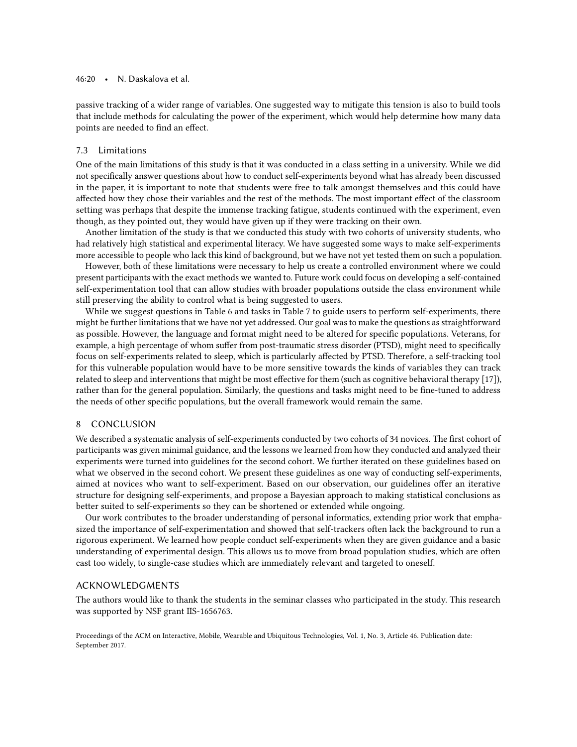passive tracking of a wider range of variables. One suggested way to mitigate this tension is also to build tools that include methods for calculating the power of the experiment, which would help determine how many data points are needed to find an effect.

### 7.3 Limitations

One of the main limitations of this study is that it was conducted in a class setting in a university. While we did not specifically answer questions about how to conduct self-experiments beyond what has already been discussed in the paper, it is important to note that students were free to talk amongst themselves and this could have affected how they chose their variables and the rest of the methods. The most important effect of the classroom setting was perhaps that despite the immense tracking fatigue, students continued with the experiment, even though, as they pointed out, they would have given up if they were tracking on their own.

Another limitation of the study is that we conducted this study with two cohorts of university students, who had relatively high statistical and experimental literacy. We have suggested some ways to make self-experiments more accessible to people who lack this kind of background, but we have not yet tested them on such a population.

However, both of these limitations were necessary to help us create a controlled environment where we could present participants with the exact methods we wanted to. Future work could focus on developing a self-contained self-experimentation tool that can allow studies with broader populations outside the class environment while still preserving the ability to control what is being suggested to users.

While we suggest questions in Table 6 and tasks in Table 7 to guide users to perform self-experiments, there might be further limitations that we have not yet addressed. Our goal was to make the questions as straightforward as possible. However, the language and format might need to be altered for specific populations. Veterans, for example, a high percentage of whom suffer from post-traumatic stress disorder (PTSD), might need to specifically focus on self-experiments related to sleep, which is particularly affected by PTSD. Therefore, a self-tracking tool for this vulnerable population would have to be more sensitive towards the kinds of variables they can track related to sleep and interventions that might be most effective for them (such as cognitive behavioral therapy [17]), rather than for the general population. Similarly, the questions and tasks might need to be fine-tuned to address the needs of other specific populations, but the overall framework would remain the same.

## 8 CONCLUSION

We described a systematic analysis of self-experiments conducted by two cohorts of 34 novices. The first cohort of participants was given minimal guidance, and the lessons we learned from how they conducted and analyzed their experiments were turned into guidelines for the second cohort. We further iterated on these guidelines based on what we observed in the second cohort. We present these guidelines as one way of conducting self-experiments, aimed at novices who want to self-experiment. Based on our observation, our guidelines offer an iterative structure for designing self-experiments, and propose a Bayesian approach to making statistical conclusions as better suited to self-experiments so they can be shortened or extended while ongoing.

Our work contributes to the broader understanding of personal informatics, extending prior work that emphasized the importance of self-experimentation and showed that self-trackers often lack the background to run a rigorous experiment. We learned how people conduct self-experiments when they are given guidance and a basic understanding of experimental design. This allows us to move from broad population studies, which are often cast too widely, to single-case studies which are immediately relevant and targeted to oneself.

## ACKNOWLEDGMENTS

The authors would like to thank the students in the seminar classes who participated in the study. This research was supported by NSF grant IIS-1656763.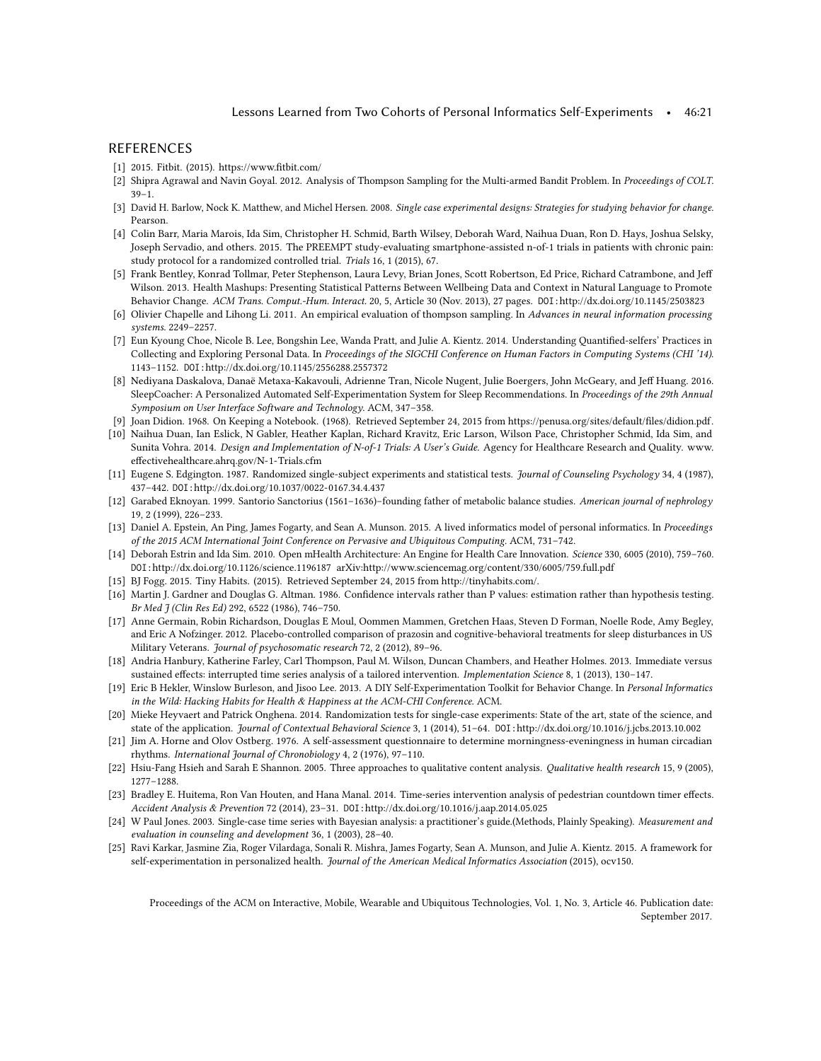## REFERENCES

[1] 2015. Fitbit. (2015). https://www.fitbit.com/

[2] Shipra Agrawal and Navin Goyal. 2012. Analysis of Thompson Sampling for the Multi-armed Bandit Problem. In *Proceedings of COLT*. 39–1.

[3] David H. Barlow, Nock K. Matthew, and Michel Hersen. 2008. *Single case experimental designs: Strategies for studying behavior for change.* Pearson.

[4] Colin Barr, Maria Marois, Ida Sim, Christopher H. Schmid, Barth Wilsey, Deborah Ward, Naihua Duan, Ron D. Hays, Joshua Selsky, Joseph Servadio, and others. 2015. The PREEMPT study-evaluating smartphone-assisted n-of-1 trials in patients with chronic pain: study protocol for a randomized controlled trial. *Trials* 16, 1 (2015), 67.

[5] Frank Bentley, Konrad Tollmar, Peter Stephenson, Laura Levy, Brian Jones, Scott Robertson, Ed Price, Richard Catrambone, and Jeff Wilson. 2013. Health Mashups: Presenting Statistical Patterns Between Wellbeing Data and Context in Natural Language to Promote Behavior Change. *ACM Trans. Comput.-Hum. Interact.* 20, 5, Article 30 (Nov. 2013), 27 pages. DOI:http://dx.doi.org/10.1145/2503823

[6] Olivier Chapelle and Lihong Li. 2011. An empirical evaluation of thompson sampling. In *Advances in neural information processing systems*. 2249–2257.

[7] Eun Kyoung Choe, Nicole B. Lee, Bongshin Lee, Wanda Pratt, and Julie A. Kientz. 2014. Understanding Quantified-selfers' Practices in Collecting and Exploring Personal Data. In *Proceedings of the SIGCHI Conference on Human Factors in Computing Systems (CHI '14)*. 1143–1152. DOI:http://dx.doi.org/10.1145/2556288.2557372

[8] Nediyana Daskalova, Danaë Metaxa-Kakavouli, Adrienne Tran, Nicole Nugent, Julie Boergers, John McGeary, and Jeff Huang. 2016. SleepCoacher: A Personalized Automated Self-Experimentation System for Sleep Recommendations. In *Proceedings of the 29th Annual Symposium on User Interface Software and Technology*. ACM, 347–358.

[9] Joan Didion. 1968. On Keeping a Notebook. (1968). Retrieved September 24, 2015 from https://penusa.org/sites/default/files/didion.pdf.

[10] Naihua Duan, Ian Eslick, N Gabler, Heather Kaplan, Richard Kravitz, Eric Larson, Wilson Pace, Christopher Schmid, Ida Sim, and Sunita Vohra. 2014. *Design and Implementation of N-of-1 Trials: A User's Guide.* Agency for Healthcare Research and Quality. www.effectivehealthcare.ahrq.gov/N-1-Trials.cfm

[11] Eugene S. Edgington. 1987. Randomized single-subject experiments and statistical tests. *Journal of Counseling Psychology* 34, 4 (1987), 437–442. DOI:http://dx.doi.org/10.1037/0022-0167.34.4.437

[12] Garabed Eknoyan. 1999. Santorio Sanctorius (1561–1636)–founding father of metabolic balance studies. *American journal of nephrology* 19, 2 (1999), 226–233.

[13] Daniel A. Epstein, An Ping, James Fogarty, and Sean A. Munson. 2015. A lived informatics model of personal informatics. In *Proceedings of the 2015 ACM International Joint Conference on Pervasive and Ubiquitous Computing*. ACM, 731–742.

[14] Deborah Estrin and Ida Sim. 2010. Open mHealth Architecture: An Engine for Health Care Innovation. *Science* 330, 6005 (2010), 759–760. DOI:http://dx.doi.org/10.1126/science.1196187 arXiv:http://www.sciencemag.org/content/330/6005/759.full.pdf

[15] BJ Fogg. 2015. Tiny Habits. (2015). Retrieved September 24, 2015 from http://tinyhabits.com/.

[16] Martin J. Gardner and Douglas G. Altman. 1986. Confidence intervals rather than P values: estimation rather than hypothesis testing. *Br Med J (Clin Res Ed)* 292, 6522 (1986), 746–750.

[17] Anne Germain, Robin Richardson, Douglas E Moul, Oommen Mammen, Gretchen Haas, Steven D Forman, Noelle Rode, Amy Begley, and Eric A Nofzinger. 2012. Placebo-controlled comparison of prazosin and cognitive-behavioral treatments for sleep disturbances in US Military Veterans. *Journal of psychosomatic research* 72, 2 (2012), 89–96.

[18] Andria Hanbury, Katherine Farley, Carl Thompson, Paul M. Wilson, Duncan Chambers, and Heather Holmes. 2013. Immediate versus sustained effects: interrupted time series analysis of a tailored intervention. *Implementation Science* 8, 1 (2013), 130–147.

[19] Eric B Hekler, Winslow Burleson, and Jisoo Lee. 2013. A DIY Self-Experimentation Toolkit for Behavior Change. In *Personal Informatics in the Wild: Hacking Habits for Health & Happiness at the ACM-CHI Conference*. ACM.

[20] Mieke Heyvaert and Patrick Onghena. 2014. Randomization tests for single-case experiments: State of the art, state of the science, and state of the application. *Journal of Contextual Behavioral Science* 3, 1 (2014), 51–64. DOI:http://dx.doi.org/10.1016/j.jcbs.2013.10.002

[21] Jim A. Horne and Olov Ostberg. 1976. A self-assessment questionnaire to determine morningness-eveningness in human circadian rhythms. *International Journal of Chronobiology* 4, 2 (1976), 97–110.

[22] Hsiu-Fang Hsieh and Sarah E Shannon. 2005. Three approaches to qualitative content analysis. *Qualitative health research* 15, 9 (2005), 1277–1288.

[23] Bradley E. Huitema, Ron Van Houten, and Hana Manal. 2014. Time-series intervention analysis of pedestrian countdown timer effects. *Accident Analysis & Prevention* 72 (2014), 23–31. DOI:http://dx.doi.org/10.1016/j.aap.2014.05.025

[24] W Paul Jones. 2003. Single-case time series with Bayesian analysis: a practitioner's guide.(Methods, Plainly Speaking). *Measurement and evaluation in counseling and development* 36, 1 (2003), 28–40.

[25] Ravi Karkar, Jasmine Zia, Roger Vilardaga, Sonali R. Mishra, James Fogarty, Sean A. Munson, and Julie A. Kientz. 2015. A framework for self-experimentation in personalized health. *Journal of the American Medical Informatics Association* (2015), ocv150.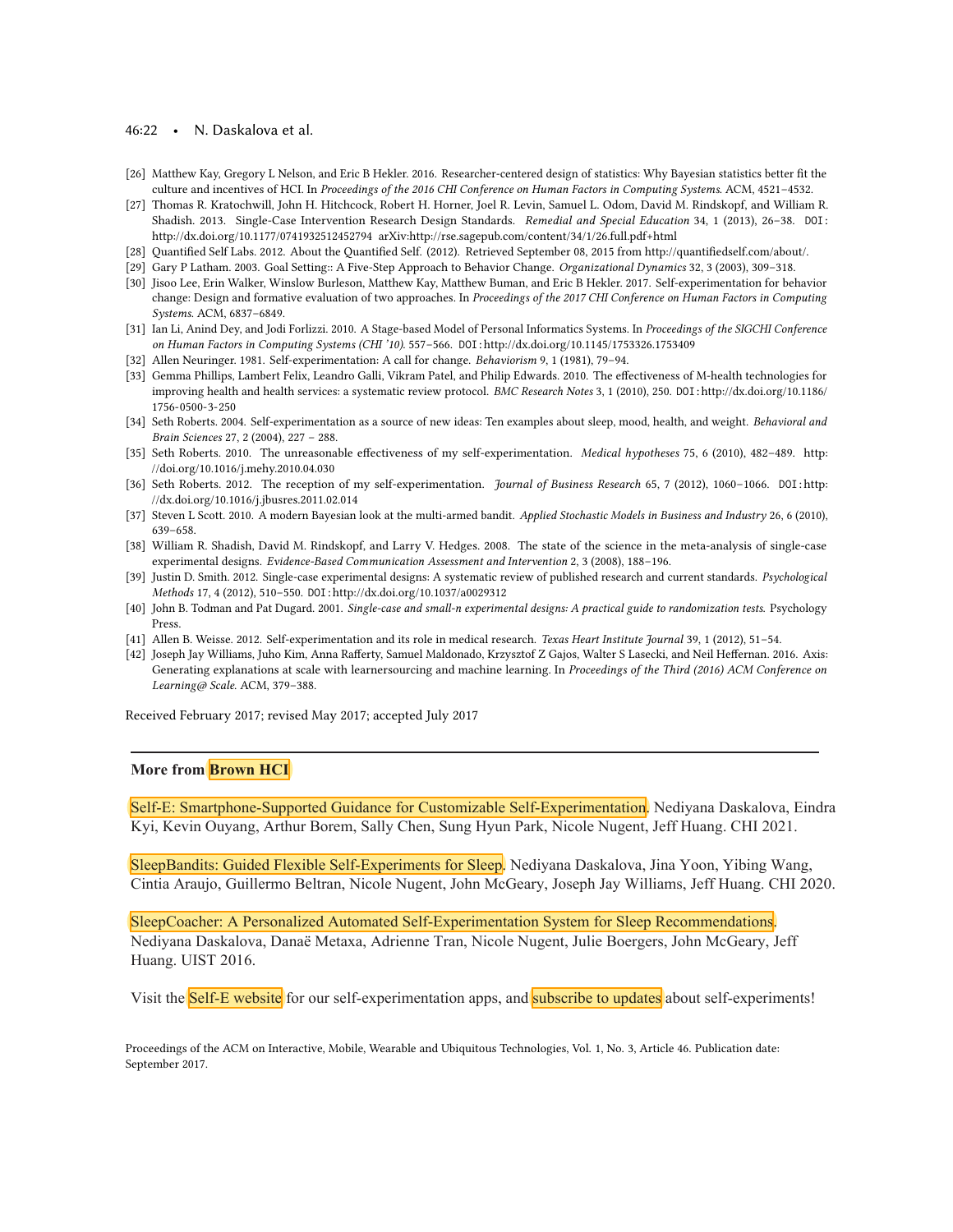[26] Matthew Kay, Gregory L Nelson, and Eric B Hekler. 2016. Researcher-centered design of statistics: Why Bayesian statistics better fit the culture and incentives of HCI. In *Proceedings of the 2016 CHI Conference on Human Factors in Computing Systems*. ACM, 4521–4532.

[27] Thomas R. Kratochwill, John H. Hitchcock, Robert H. Horner, Joel R. Levin, Samuel L. Odom, David M. Rindskopf, and William R. Shadish. 2013. Single-Case Intervention Research Design Standards. *Remedial and Special Education* 34, 1 (2013), 26–38. DOI: http://dx.doi.org/10.1177/0741932512452794 arXiv:http://rse.sagepub.com/content/34/1/26.full.pdf+html

[28] Quantified Self Labs. 2012. About the Quantified Self. (2012). Retrieved September 08, 2015 from http://quantifiedself.com/about/.

[29] Gary P Latham. 2003. Goal Setting:: A Five-Step Approach to Behavior Change. *Organizational Dynamics* 32, 3 (2003), 309–318.

[30] Jisoo Lee, Erin Walker, Winslow Burleson, Matthew Kay, Matthew Buman, and Eric B Hekler. 2017. Self-experimentation for behavior change: Design and formative evaluation of two approaches. In *Proceedings of the 2017 CHI Conference on Human Factors in Computing Systems*. ACM, 6837–6849.

[31] Ian Li, Anind Dey, and Jodi Forlizzi. 2010. A Stage-based Model of Personal Informatics Systems. In *Proceedings of the SIGCHI Conference on Human Factors in Computing Systems (CHI '10)*. 557–566. DOI: http://dx.doi.org/10.1145/1753326.1753409

[32] Allen Neuringer. 1981. Self-experimentation: A call for change. *Behaviorism* 9, 1 (1981), 79–94.

[33] Gemma Phillips, Lambert Felix, Leandro Galli, Vikram Patel, and Philip Edwards. 2010. The effectiveness of M-health technologies for improving health and health services: a systematic review protocol. *BMC Research Notes* 3, 1 (2010), 250. DOI: http://dx.doi.org/10.1186/1756-0500-3-250

[34] Seth Roberts. 2004. Self-experimentation as a source of new ideas: Ten examples about sleep, mood, health, and weight. *Behavioral and Brain Sciences* 27, 2 (2004), 227 – 288.

[35] Seth Roberts. 2010. The unreasonable effectiveness of my self-experimentation. *Medical hypotheses* 75, 6 (2010), 482–489. http://doi.org/10.1016/j.mehy.2010.04.030

[36] Seth Roberts. 2012. The reception of my self-experimentation. *Journal of Business Research* 65, 7 (2012), 1060–1066. DOI: http://dx.doi.org/10.1016/j.jbusres.2011.02.014

[37] Steven L Scott. 2010. A modern Bayesian look at the multi-armed bandit. *Applied Stochastic Models in Business and Industry* 26, 6 (2010), 639–658.

[38] William R. Shadish, David M. Rindskopf, and Larry V. Hedges. 2008. The state of the science in the meta-analysis of single-case experimental designs. *Evidence-Based Communication Assessment and Intervention* 2, 3 (2008), 188–196.

[39] Justin D. Smith. 2012. Single-case experimental designs: A systematic review of published research and current standards. *Psychological Methods* 17, 4 (2012), 510–550. DOI: http://dx.doi.org/10.1037/a0029312

[40] John B. Todman and Pat Dugard. 2001. *Single-case and small-n experimental designs: A practical guide to randomization tests*. Psychology Press.

[41] Allen B. Weisse. 2012. Self-experimentation and its role in medical research. *Texas Heart Institute Journal* 39, 1 (2012), 51–54.

[42] Joseph Jay Williams, Juho Kim, Anna Rafferty, Samuel Maldonado, Krzysztof Z Gajos, Walter S Lasecki, and Neil Heffernan. 2016. Axis: Generating explanations at scale with learnersourcing and machine learning. In *Proceedings of the Third (2016) ACM Conference on Learning@ Scale*. ACM, 379–388.

Received February 2017; revised May 2017; accepted July 2017

---

**More from Brown HCI**

Self-E: Smartphone-Supported Guidance for Customizable Self-Experimentation. Nediyana Daskalova, Eindra Kyi, Kevin Ouyang, Arthur Borem, Sally Chen, Sung Hyun Park, Nicole Nugent, Jeff Huang. CHI 2021.

SleepBandits: Guided Flexible Self-Experiments for Sleep. Nediyana Daskalova, Jina Yoon, Yibing Wang, Cintia Araujo, Guillermo Beltran, Nicole Nugent, John McGeary, Joseph Jay Williams, Jeff Huang. CHI 2020.

SleepCoacher: A Personalized Automated Self-Experimentation System for Sleep Recommendations. Nediyana Daskalova, Danaë Metaxa, Adrienne Tran, Nicole Nugent, Julie Boergers, John McGeary, Jeff Huang. UIST 2016.

Visit the Self-E website for our self-experimentation apps, and subscribe to updates about self-experiments!